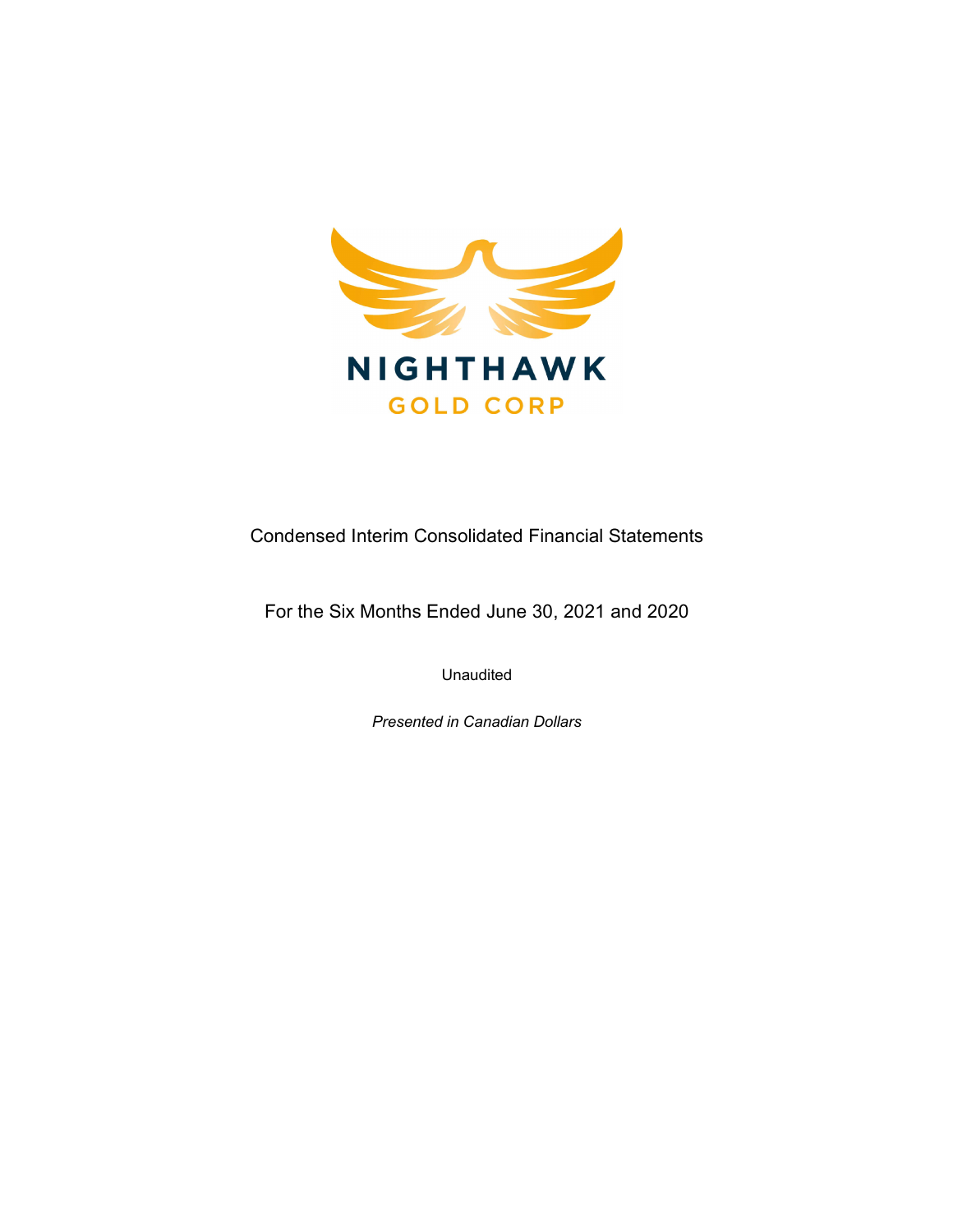NIGHTHAWK

GOLD CORP

# Condensed Interim Consolidated Financial Statements

## For the Six Months Ended June 30, 2021 and 2020

Unaudited

*Presented in Canadian Dollars*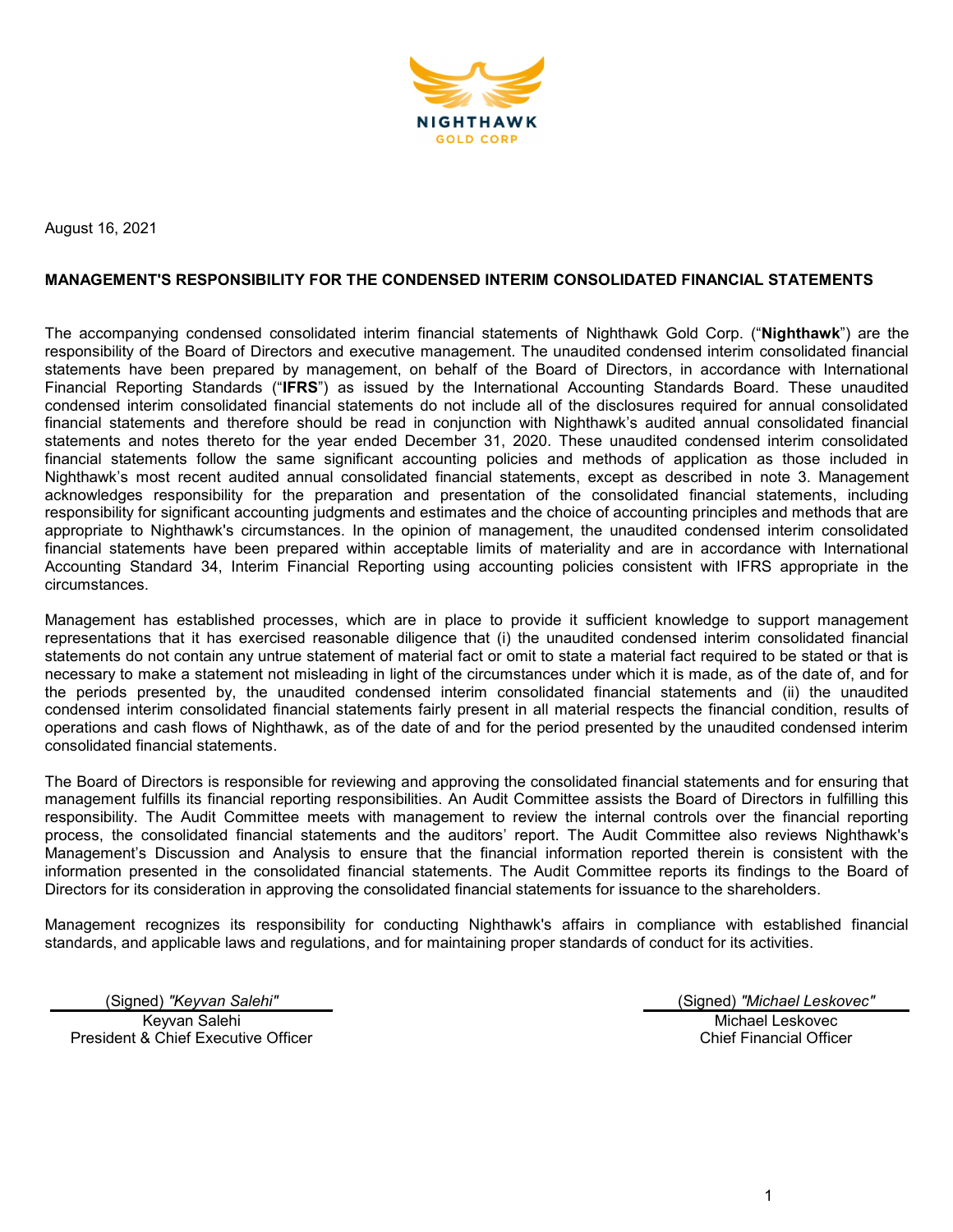NIGHTHAWK
GOLD CORP

August 16, 2021

## MANAGEMENT'S RESPONSIBILITY FOR THE CONDENSED INTERIM CONSOLIDATED FINANCIAL STATEMENTS

The accompanying condensed consolidated interim financial statements of Nighthawk Gold Corp. ("**Nighthawk**") are the responsibility of the Board of Directors and executive management. The unaudited condensed interim consolidated financial statements have been prepared by management, on behalf of the Board of Directors, in accordance with International Financial Reporting Standards ("**IFRS**") as issued by the International Accounting Standards Board. These unaudited condensed interim consolidated financial statements do not include all of the disclosures required for annual consolidated financial statements and therefore should be read in conjunction with Nighthawk's audited annual consolidated financial statements and notes thereto for the year ended December 31, 2020. These unaudited condensed interim consolidated financial statements follow the same significant accounting policies and methods of application as those included in Nighthawk's most recent audited annual consolidated financial statements, except as described in note 3. Management acknowledges responsibility for the preparation and presentation of the consolidated financial statements, including responsibility for significant accounting judgments and estimates and the choice of accounting principles and methods that are appropriate to Nighthawk's circumstances. In the opinion of management, the unaudited condensed interim consolidated financial statements have been prepared within acceptable limits of materiality and are in accordance with International Accounting Standard 34, Interim Financial Reporting using accounting policies consistent with IFRS appropriate in the circumstances.

Management has established processes, which are in place to provide it sufficient knowledge to support management representations that it has exercised reasonable diligence that (i) the unaudited condensed interim consolidated financial statements do not contain any untrue statement of material fact or omit to state a material fact required to be stated or that is necessary to make a statement not misleading in light of the circumstances under which it is made, as of the date of, and for the periods presented by, the unaudited condensed interim consolidated financial statements and (ii) the unaudited condensed interim consolidated financial statements fairly present in all material respects the financial condition, results of operations and cash flows of Nighthawk, as of the date of and for the period presented by the unaudited condensed interim consolidated financial statements.

The Board of Directors is responsible for reviewing and approving the consolidated financial statements and for ensuring that management fulfills its financial reporting responsibilities. An Audit Committee assists the Board of Directors in fulfilling this responsibility. The Audit Committee meets with management to review the internal controls over the financial reporting process, the consolidated financial statements and the auditors' report. The Audit Committee also reviews Nighthawk's Management's Discussion and Analysis to ensure that the financial information reported therein is consistent with the information presented in the consolidated financial statements. The Audit Committee reports its findings to the Board of Directors for its consideration in approving the consolidated financial statements for issuance to the shareholders.

Management recognizes its responsibility for conducting Nighthawk's affairs in compliance with established financial standards, and applicable laws and regulations, and for maintaining proper standards of conduct for its activities.

(Signed) *"Keyvan Salehi"*
Keyvan Salehi
President & Chief Executive Officer

(Signed) *"Michael Leskovec"*
Michael Leskovec
Chief Financial Officer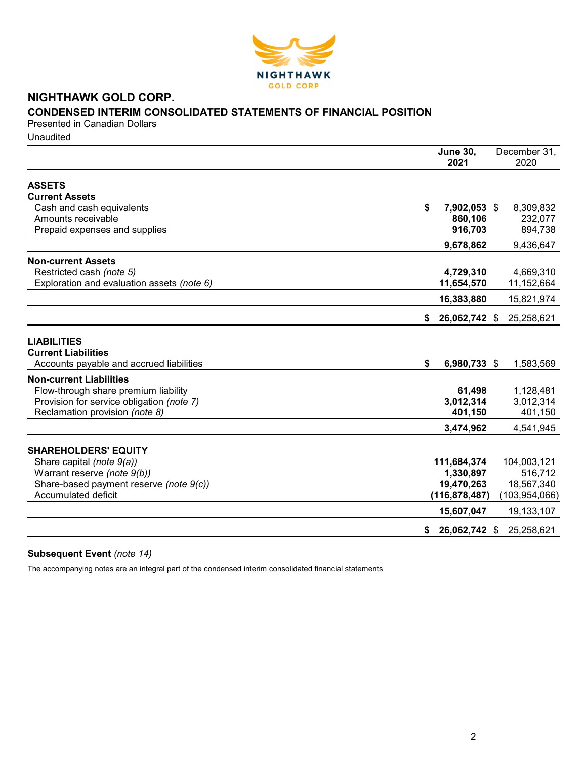# NIGHTHAWK GOLD CORP.

## CONDENSED INTERIM CONSOLIDATED STATEMENTS OF FINANCIAL POSITION

Presented in Canadian Dollars

Unaudited

| | June 30, 2021 | December 31, 2020 |
|---|---|---|
| **ASSETS** | | |
| **Current Assets** | | |
| Cash and cash equivalents | **$ 7,902,053** | $ 8,309,832 |
| Amounts receivable | **860,106** | 232,077 |
| Prepaid expenses and supplies | **916,703** | 894,738 |
| | **9,678,862** | 9,436,647 |
| **Non-current Assets** | | |
| Restricted cash *(note 5)* | **4,729,310** | 4,669,310 |
| Exploration and evaluation assets *(note 6)* | **11,654,570** | 11,152,664 |
| | **16,383,880** | 15,821,974 |
| | **$ 26,062,742** | $ 25,258,621 |
| **LIABILITIES** | | |
| **Current Liabilities** | | |
| Accounts payable and accrued liabilities | **$ 6,980,733** | $ 1,583,569 |
| **Non-current Liabilities** | | |
| Flow-through share premium liability | **61,498** | 1,128,481 |
| Provision for service obligation *(note 7)* | **3,012,314** | 3,012,314 |
| Reclamation provision *(note 8)* | **401,150** | 401,150 |
| | **3,474,962** | 4,541,945 |
| **SHAREHOLDERS' EQUITY** | | |
| Share capital *(note 9(a))* | **111,684,374** | 104,003,121 |
| Warrant reserve *(note 9(b))* | **1,330,897** | 516,712 |
| Share-based payment reserve *(note 9(c))* | **19,470,263** | 18,567,340 |
| Accumulated deficit | **(116,878,487)** | (103,954,066) |
| | **15,607,047** | 19,133,107 |
| | **$ 26,062,742** | $ 25,258,621 |

**Subsequent Event** *(note 14)*

The accompanying notes are an integral part of the condensed interim consolidated financial statements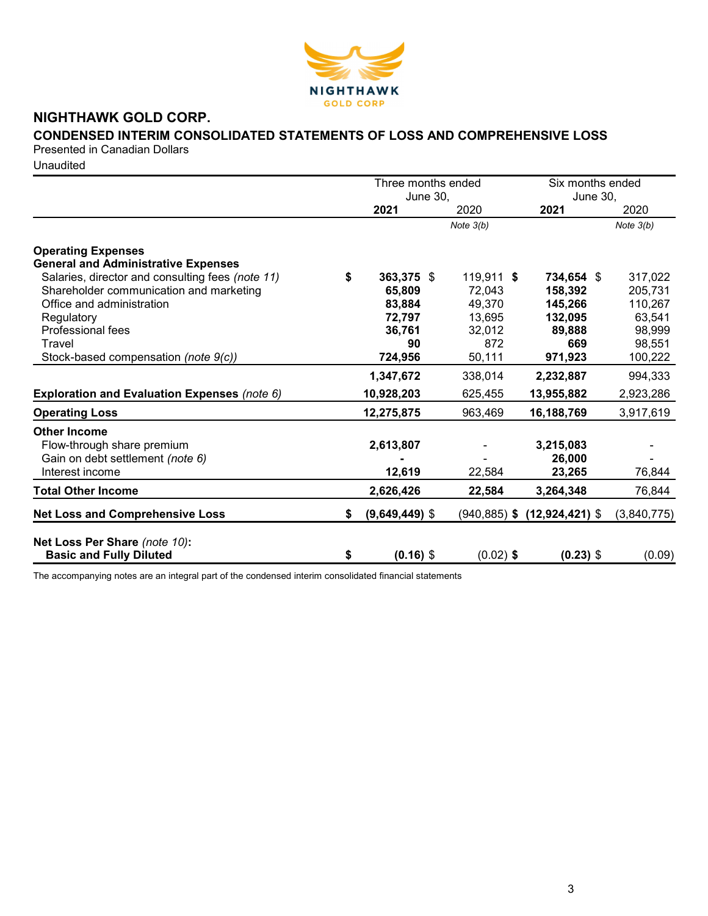# NIGHTHAWK GOLD CORP.

## CONDENSED INTERIM CONSOLIDATED STATEMENTS OF LOSS AND COMPREHENSIVE LOSS

Presented in Canadian Dollars

Unaudited

| | Three months ended June 30, | | Six months ended June 30, | |
|---|---|---|---|---|
| | **2021** | 2020 | **2021** | 2020 |
| | | *Note 3(b)* | | *Note 3(b)* |
| **Operating Expenses** | | | | |
| **General and Administrative Expenses** | | | | |
| Salaries, director and consulting fees *(note 11)* | **$ 363,375** | $ 119,911 | **$ 734,654** | $ 317,022 |
| Shareholder communication and marketing | **65,809** | 72,043 | **158,392** | 205,731 |
| Office and administration | **83,884** | 49,370 | **145,266** | 110,267 |
| Regulatory | **72,797** | 13,695 | **132,095** | 63,541 |
| Professional fees | **36,761** | 32,012 | **89,888** | 98,999 |
| Travel | **90** | 872 | **669** | 98,551 |
| Stock-based compensation *(note 9(c))* | **724,956** | 50,111 | **971,923** | 100,222 |
| | **1,347,672** | 338,014 | **2,232,887** | 994,333 |
| **Exploration and Evaluation Expenses** *(note 6)* | **10,928,203** | 625,455 | **13,955,882** | 2,923,286 |
| **Operating Loss** | **12,275,875** | 963,469 | **16,188,769** | 3,917,619 |
| **Other Income** | | | | |
| Flow-through share premium | **2,613,807** | - | **3,215,083** | - |
| Gain on debt settlement *(note 6)* | **-** | - | **26,000** | - |
| Interest income | **12,619** | 22,584 | **23,265** | 76,844 |
| **Total Other Income** | **2,626,426** | 22,584 | **3,264,348** | 76,844 |
| **Net Loss and Comprehensive Loss** | **$ (9,649,449)** | $ (940,885) | **$ (12,924,421)** | $ (3,840,775) |
| **Net Loss Per Share** *(note 10)*: | | | | |
| **Basic and Fully Diluted** | **$ (0.16)** | $ (0.02) | **$ (0.23)** | $ (0.09) |

The accompanying notes are an integral part of the condensed interim consolidated financial statements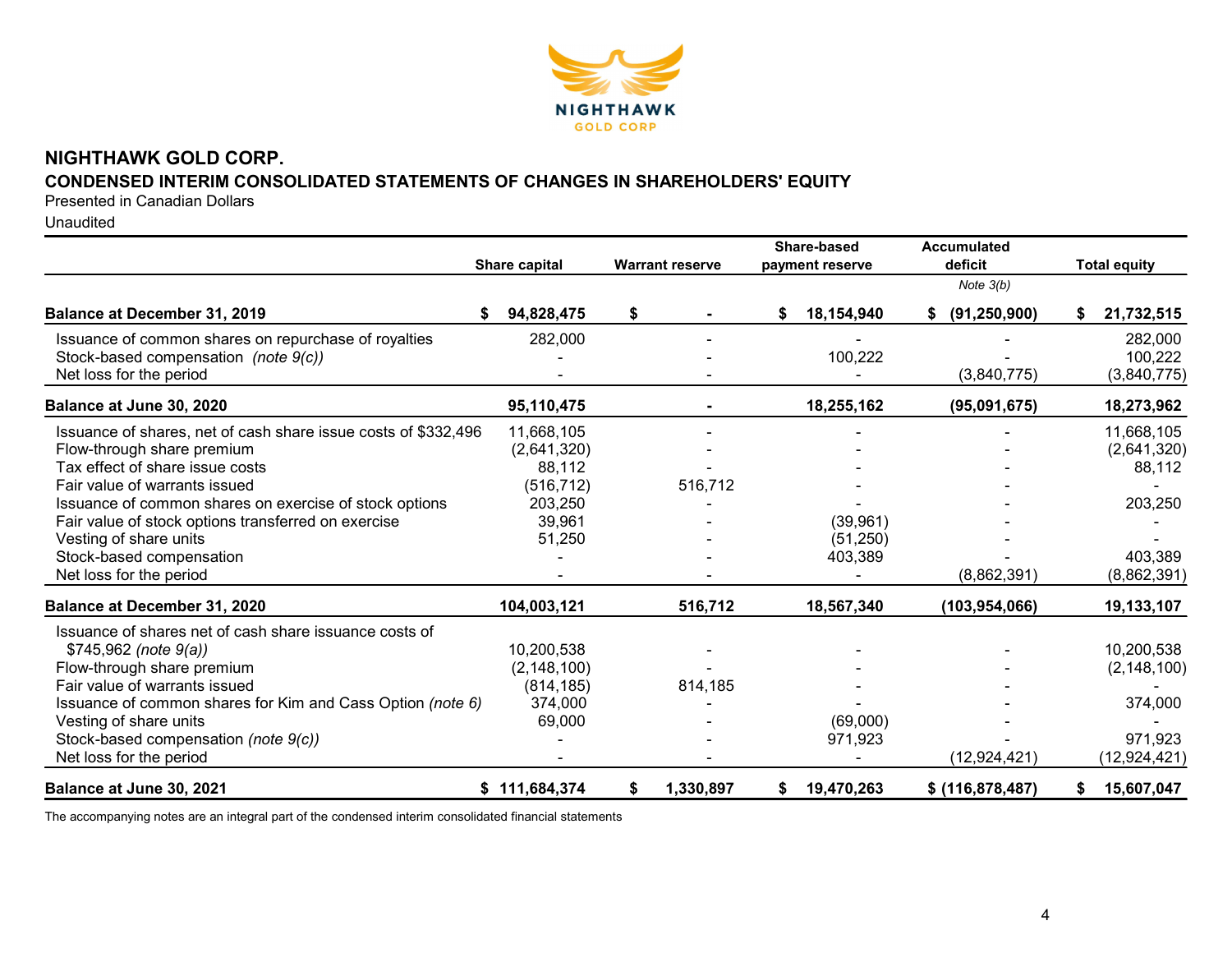# NIGHTHAWK GOLD CORP.

## CONDENSED INTERIM CONSOLIDATED STATEMENTS OF CHANGES IN SHAREHOLDERS' EQUITY

Presented in Canadian Dollars

Unaudited

| | Share capital | Warrant reserve | Share-based payment reserve | Accumulated deficit *Note 3(b)* | Total equity |
|---|---|---|---|---|---|
| **Balance at December 31, 2019** | **$ 94,828,475** | **$ -** | **$ 18,154,940** | **$ (91,250,900)** | **$ 21,732,515** |
| Issuance of common shares on repurchase of royalties | 282,000 | - | - | - | 282,000 |
| Stock-based compensation *(note 9(c))* | - | - | 100,222 | - | 100,222 |
| Net loss for the period | - | - | - | (3,840,775) | (3,840,775) |
| **Balance at June 30, 2020** | **95,110,475** | **-** | **18,255,162** | **(95,091,675)** | **18,273,962** |
| Issuance of shares, net of cash share issue costs of $332,496 | 11,668,105 | - | - | - | 11,668,105 |
| Flow-through share premium | (2,641,320) | - | - | - | (2,641,320) |
| Tax effect of share issue costs | 88,112 | - | - | - | 88,112 |
| Fair value of warrants issued | (516,712) | 516,712 | - | - | - |
| Issuance of common shares on exercise of stock options | 203,250 | - | - | - | 203,250 |
| Fair value of stock options transferred on exercise | 39,961 | - | (39,961) | - | - |
| Vesting of share units | 51,250 | - | (51,250) | - | - |
| Stock-based compensation | - | - | 403,389 | - | 403,389 |
| Net loss for the period | - | - | - | (8,862,391) | (8,862,391) |
| **Balance at December 31, 2020** | **104,003,121** | **516,712** | **18,567,340** | **(103,954,066)** | **19,133,107** |
| Issuance of shares net of cash share issuance costs of $745,962 *(note 9(a))* | 10,200,538 | - | - | - | 10,200,538 |
| Flow-through share premium | (2,148,100) | - | - | - | (2,148,100) |
| Fair value of warrants issued | (814,185) | 814,185 | - | - | - |
| Issuance of common shares for Kim and Cass Option *(note 6)* | 374,000 | - | - | - | 374,000 |
| Vesting of share units | 69,000 | - | (69,000) | - | - |
| Stock-based compensation *(note 9(c))* | - | - | 971,923 | - | 971,923 |
| Net loss for the period | - | - | - | (12,924,421) | (12,924,421) |
| **Balance at June 30, 2021** | **$ 111,684,374** | **$ 1,330,897** | **$ 19,470,263** | **$ (116,878,487)** | **$ 15,607,047** |

The accompanying notes are an integral part of the condensed interim consolidated financial statements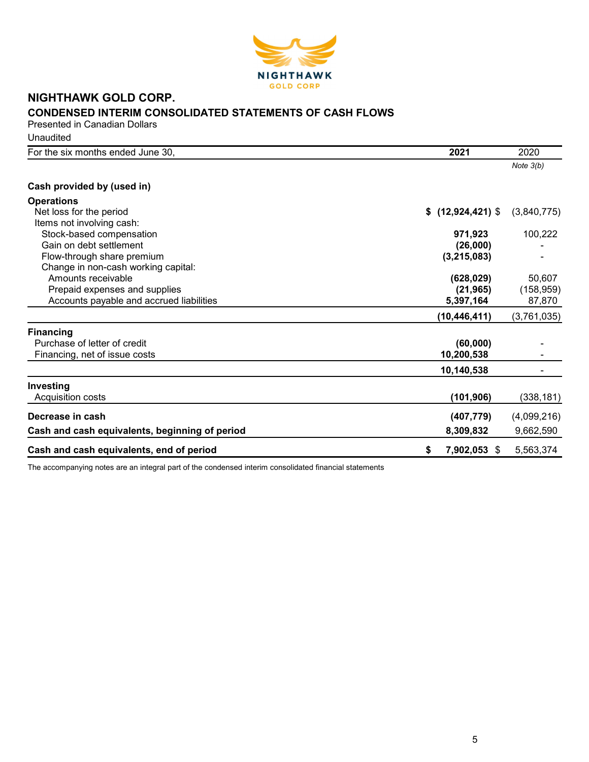# NIGHTHAWK GOLD CORP.

## CONDENSED INTERIM CONSOLIDATED STATEMENTS OF CASH FLOWS

Presented in Canadian Dollars

Unaudited

| For the six months ended June 30, | 2021 | 2020 |
|---|---|---|
| | | *Note 3(b)* |
| **Cash provided by (used in)** | | |
| **Operations** | | |
| Net loss for the period | **$ (12,924,421)** | $ (3,840,775) |
| Items not involving cash: | | |
| Stock-based compensation | **971,923** | 100,222 |
| Gain on debt settlement | **(26,000)** | - |
| Flow-through share premium | **(3,215,083)** | - |
| Change in non-cash working capital: | | |
| Amounts receivable | **(628,029)** | 50,607 |
| Prepaid expenses and supplies | **(21,965)** | (158,959) |
| Accounts payable and accrued liabilities | **5,397,164** | 87,870 |
| | **(10,446,411)** | (3,761,035) |
| **Financing** | | |
| Purchase of letter of credit | **(60,000)** | - |
| Financing, net of issue costs | **10,200,538** | - |
| | **10,140,538** | - |
| **Investing** | | |
| Acquisition costs | **(101,906)** | (338,181) |
| **Decrease in cash** | **(407,779)** | (4,099,216) |
| **Cash and cash equivalents, beginning of period** | **8,309,832** | 9,662,590 |
| **Cash and cash equivalents, end of period** | **$ 7,902,053** | $ 5,563,374 |

The accompanying notes are an integral part of the condensed interim consolidated financial statements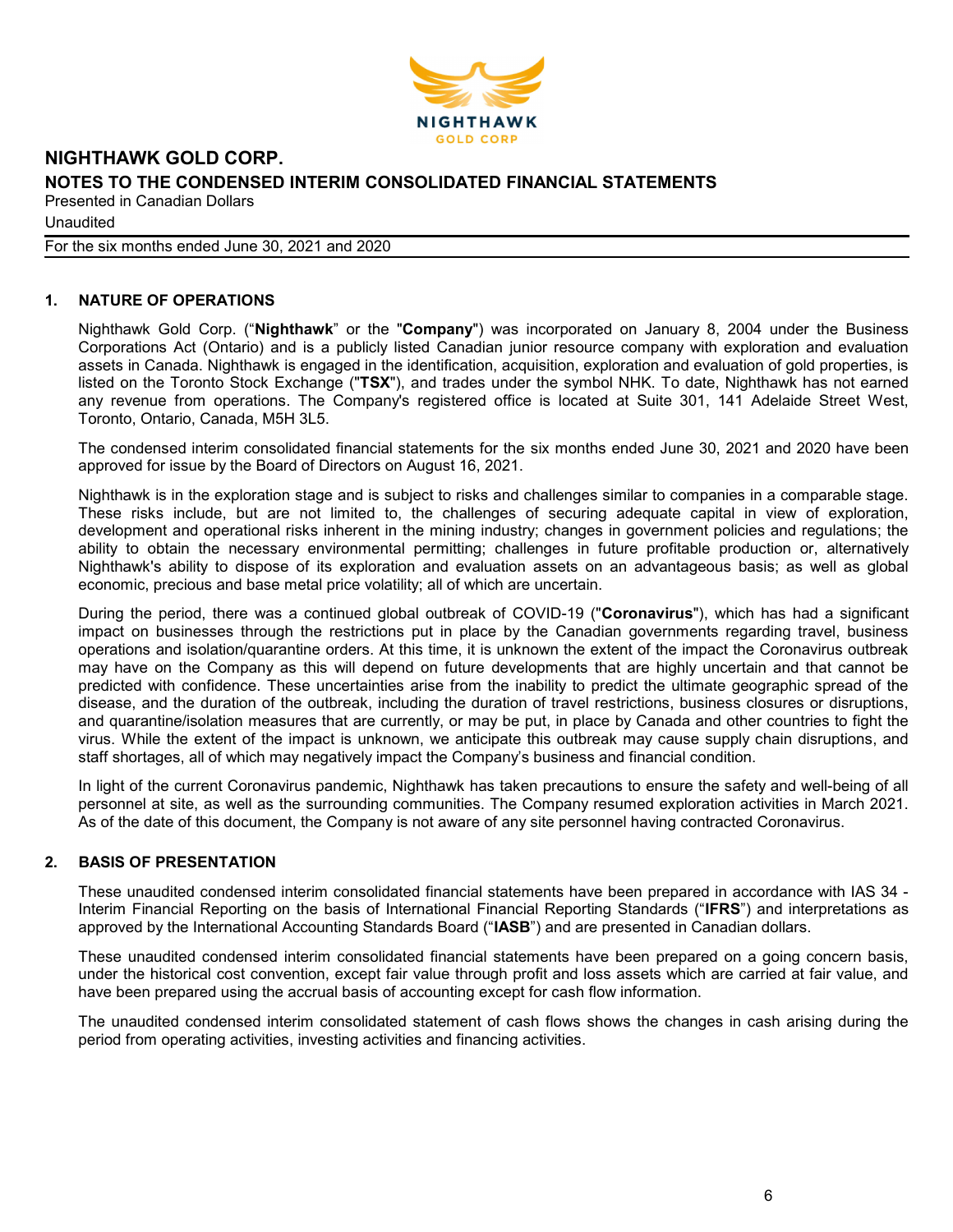# NIGHTHAWK GOLD CORP.

## NOTES TO THE CONDENSED INTERIM CONSOLIDATED FINANCIAL STATEMENTS

Presented in Canadian Dollars

Unaudited

For the six months ended June 30, 2021 and 2020

### 1. NATURE OF OPERATIONS

Nighthawk Gold Corp. ("**Nighthawk**" or the "**Company**") was incorporated on January 8, 2004 under the Business Corporations Act (Ontario) and is a publicly listed Canadian junior resource company with exploration and evaluation assets in Canada. Nighthawk is engaged in the identification, acquisition, exploration and evaluation of gold properties, is listed on the Toronto Stock Exchange ("**TSX**"), and trades under the symbol NHK. To date, Nighthawk has not earned any revenue from operations. The Company's registered office is located at Suite 301, 141 Adelaide Street West, Toronto, Ontario, Canada, M5H 3L5.

The condensed interim consolidated financial statements for the six months ended June 30, 2021 and 2020 have been approved for issue by the Board of Directors on August 16, 2021.

Nighthawk is in the exploration stage and is subject to risks and challenges similar to companies in a comparable stage. These risks include, but are not limited to, the challenges of securing adequate capital in view of exploration, development and operational risks inherent in the mining industry; changes in government policies and regulations; the ability to obtain the necessary environmental permitting; challenges in future profitable production or, alternatively Nighthawk's ability to dispose of its exploration and evaluation assets on an advantageous basis; as well as global economic, precious and base metal price volatility; all of which are uncertain.

During the period, there was a continued global outbreak of COVID-19 ("**Coronavirus**"), which has had a significant impact on businesses through the restrictions put in place by the Canadian governments regarding travel, business operations and isolation/quarantine orders. At this time, it is unknown the extent of the impact the Coronavirus outbreak may have on the Company as this will depend on future developments that are highly uncertain and that cannot be predicted with confidence. These uncertainties arise from the inability to predict the ultimate geographic spread of the disease, and the duration of the outbreak, including the duration of travel restrictions, business closures or disruptions, and quarantine/isolation measures that are currently, or may be put, in place by Canada and other countries to fight the virus. While the extent of the impact is unknown, we anticipate this outbreak may cause supply chain disruptions, and staff shortages, all of which may negatively impact the Company's business and financial condition.

In light of the current Coronavirus pandemic, Nighthawk has taken precautions to ensure the safety and well-being of all personnel at site, as well as the surrounding communities. The Company resumed exploration activities in March 2021. As of the date of this document, the Company is not aware of any site personnel having contracted Coronavirus.

### 2. BASIS OF PRESENTATION

These unaudited condensed interim consolidated financial statements have been prepared in accordance with IAS 34 - Interim Financial Reporting on the basis of International Financial Reporting Standards ("**IFRS**") and interpretations as approved by the International Accounting Standards Board ("**IASB**") and are presented in Canadian dollars.

These unaudited condensed interim consolidated financial statements have been prepared on a going concern basis, under the historical cost convention, except fair value through profit and loss assets which are carried at fair value, and have been prepared using the accrual basis of accounting except for cash flow information.

The unaudited condensed interim consolidated statement of cash flows shows the changes in cash arising during the period from operating activities, investing activities and financing activities.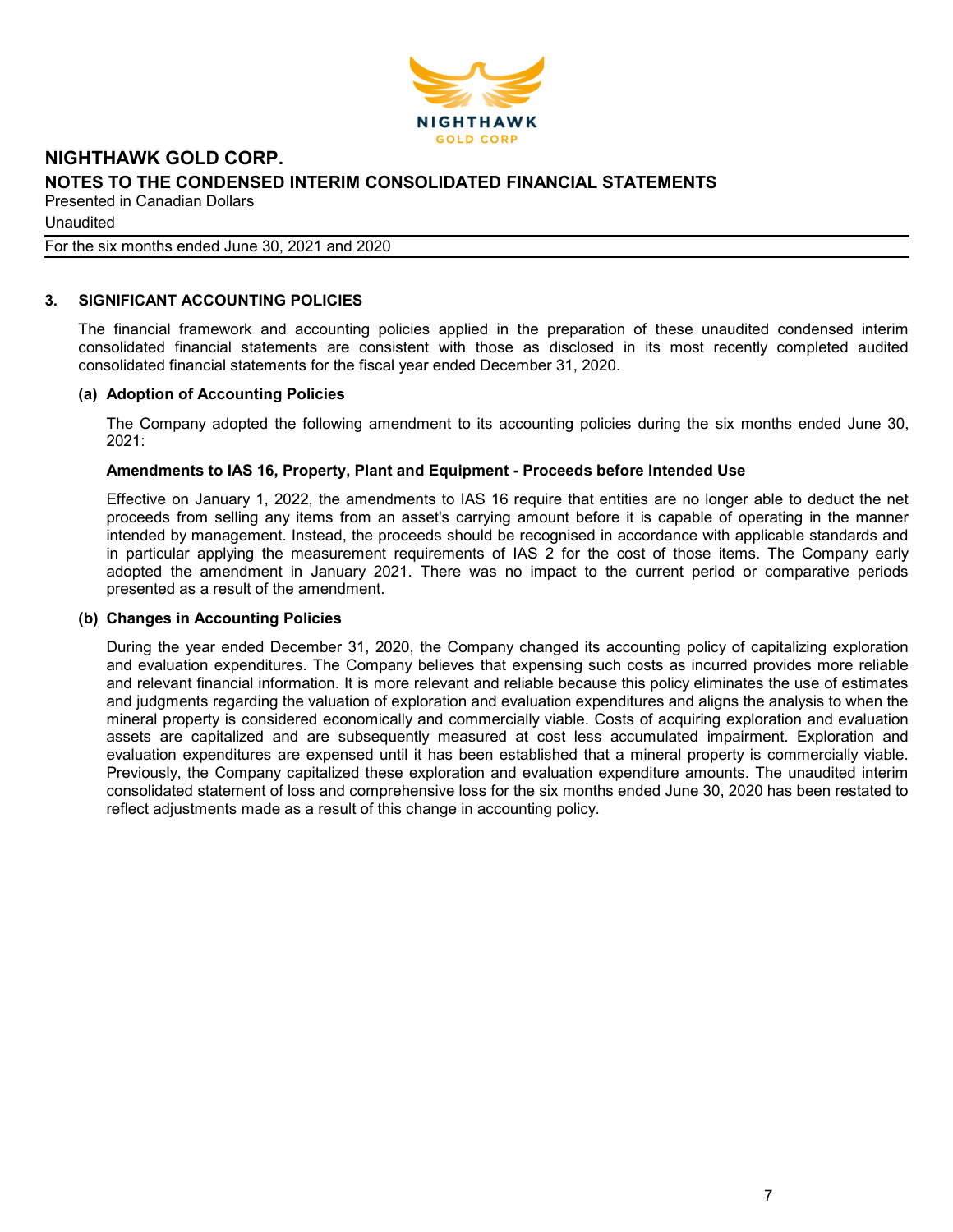## 3. SIGNIFICANT ACCOUNTING POLICIES

The financial framework and accounting policies applied in the preparation of these unaudited condensed interim consolidated financial statements are consistent with those as disclosed in its most recently completed audited consolidated financial statements for the fiscal year ended December 31, 2020.

### (a) Adoption of Accounting Policies

The Company adopted the following amendment to its accounting policies during the six months ended June 30, 2021:

**Amendments to IAS 16, Property, Plant and Equipment - Proceeds before Intended Use**

Effective on January 1, 2022, the amendments to IAS 16 require that entities are no longer able to deduct the net proceeds from selling any items from an asset's carrying amount before it is capable of operating in the manner intended by management. Instead, the proceeds should be recognised in accordance with applicable standards and in particular applying the measurement requirements of IAS 2 for the cost of those items. The Company early adopted the amendment in January 2021. There was no impact to the current period or comparative periods presented as a result of the amendment.

### (b) Changes in Accounting Policies

During the year ended December 31, 2020, the Company changed its accounting policy of capitalizing exploration and evaluation expenditures. The Company believes that expensing such costs as incurred provides more reliable and relevant financial information. It is more relevant and reliable because this policy eliminates the use of estimates and judgments regarding the valuation of exploration and evaluation expenditures and aligns the analysis to when the mineral property is considered economically and commercially viable. Costs of acquiring exploration and evaluation assets are capitalized and are subsequently measured at cost less accumulated impairment. Exploration and evaluation expenditures are expensed until it has been established that a mineral property is commercially viable. Previously, the Company capitalized these exploration and evaluation expenditure amounts. The unaudited interim consolidated statement of loss and comprehensive loss for the six months ended June 30, 2020 has been restated to reflect adjustments made as a result of this change in accounting policy.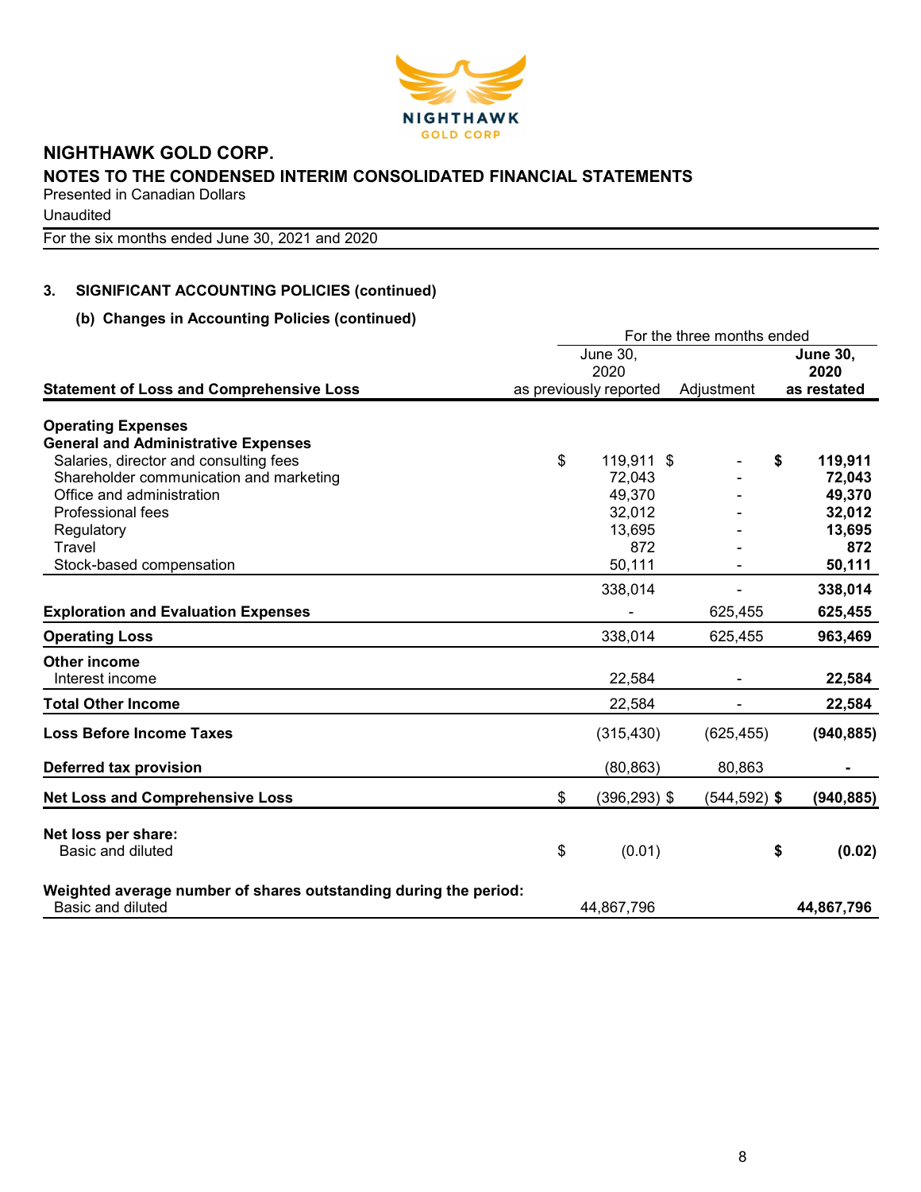# NIGHTHAWK GOLD CORP.

## NOTES TO THE CONDENSED INTERIM CONSOLIDATED FINANCIAL STATEMENTS

Presented in Canadian Dollars

Unaudited

For the six months ended June 30, 2021 and 2020

### 3. SIGNIFICANT ACCOUNTING POLICIES (continued)

#### (b) Changes in Accounting Policies (continued)

| | For the three months ended | | |
|---|---|---|---|
| **Statement of Loss and Comprehensive Loss** | June 30, 2020 as previously reported | Adjustment | **June 30, 2020 as restated** |
| **Operating Expenses** | | | |
| **General and Administrative Expenses** | | | |
| Salaries, director and consulting fees | $ 119,911 | $ - | **$ 119,911** |
| Shareholder communication and marketing | 72,043 | - | **72,043** |
| Office and administration | 49,370 | - | **49,370** |
| Professional fees | 32,012 | - | **32,012** |
| Regulatory | 13,695 | - | **13,695** |
| Travel | 872 | - | **872** |
| Stock-based compensation | 50,111 | - | **50,111** |
| | 338,014 | - | **338,014** |
| **Exploration and Evaluation Expenses** | - | 625,455 | **625,455** |
| **Operating Loss** | 338,014 | 625,455 | **963,469** |
| **Other income** | | | |
| Interest income | 22,584 | - | **22,584** |
| **Total Other Income** | 22,584 | - | **22,584** |
| **Loss Before Income Taxes** | (315,430) | (625,455) | **(940,885)** |
| **Deferred tax provision** | (80,863) | 80,863 | **-** |
| **Net Loss and Comprehensive Loss** | $ (396,293) | $ (544,592) | **$ (940,885)** |
| **Net loss per share:** | | | |
| Basic and diluted | $ (0.01) | | **$ (0.02)** |
| **Weighted average number of shares outstanding during the period:** | | | |
| Basic and diluted | 44,867,796 | | **44,867,796** |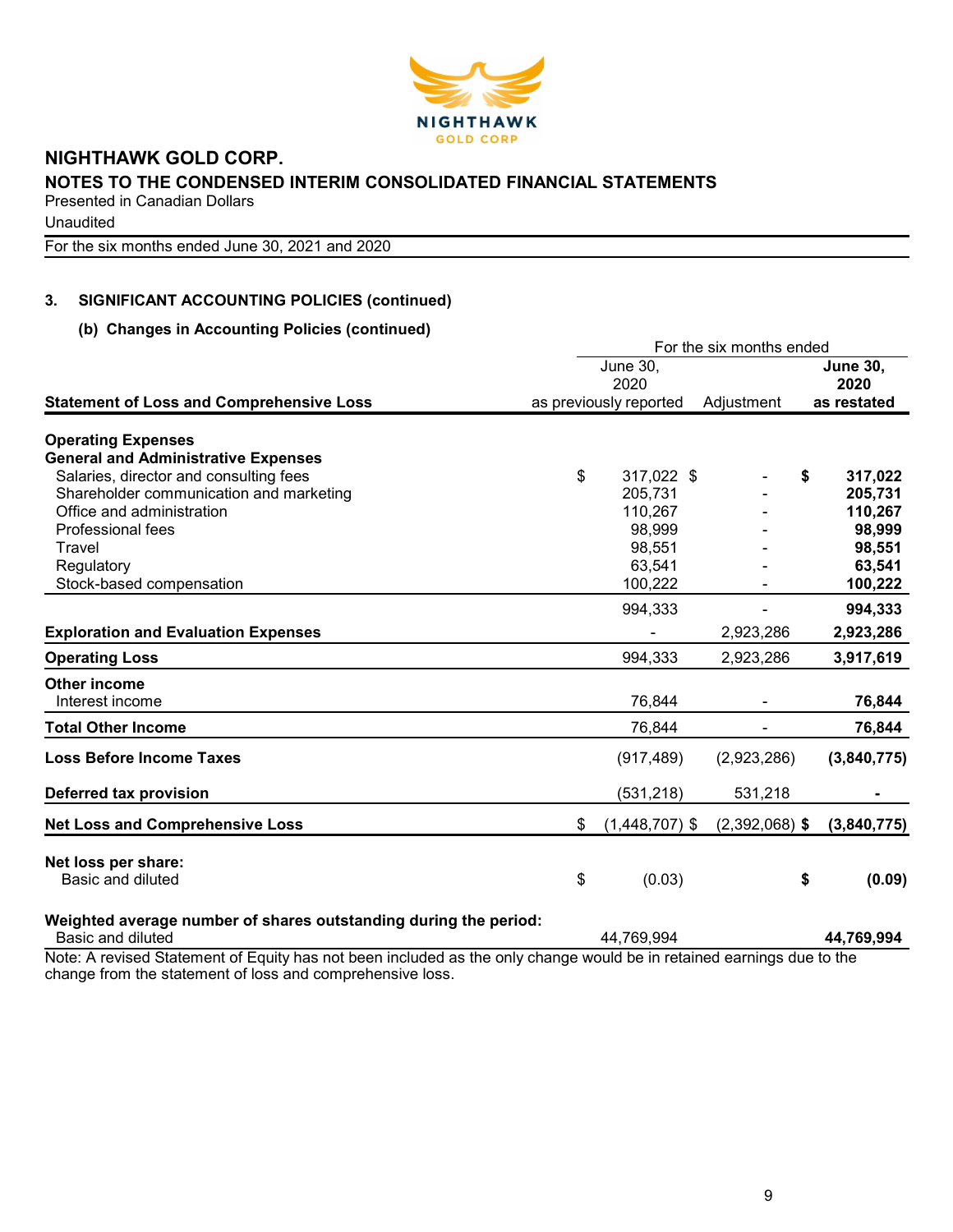# NIGHTHAWK GOLD CORP.

## NOTES TO THE CONDENSED INTERIM CONSOLIDATED FINANCIAL STATEMENTS

Presented in Canadian Dollars

Unaudited

For the six months ended June 30, 2021 and 2020

### 3. SIGNIFICANT ACCOUNTING POLICIES (continued)

#### (b) Changes in Accounting Policies (continued)

| | For the six months ended | | |
|---|---|---|---|
| **Statement of Loss and Comprehensive Loss** | June 30, 2020 as previously reported | Adjustment | **June 30, 2020 as restated** |
| **Operating Expenses** | | | |
| **General and Administrative Expenses** | | | |
| Salaries, director and consulting fees | $ 317,022 | $ - | **$ 317,022** |
| Shareholder communication and marketing | 205,731 | - | **205,731** |
| Office and administration | 110,267 | - | **110,267** |
| Professional fees | 98,999 | - | **98,999** |
| Travel | 98,551 | - | **98,551** |
| Regulatory | 63,541 | - | **63,541** |
| Stock-based compensation | 100,222 | - | **100,222** |
| | 994,333 | - | **994,333** |
| **Exploration and Evaluation Expenses** | - | 2,923,286 | **2,923,286** |
| **Operating Loss** | 994,333 | 2,923,286 | **3,917,619** |
| **Other income** | | | |
| Interest income | 76,844 | - | **76,844** |
| **Total Other Income** | 76,844 | - | **76,844** |
| **Loss Before Income Taxes** | (917,489) | (2,923,286) | **(3,840,775)** |
| **Deferred tax provision** | (531,218) | 531,218 | **-** |
| **Net Loss and Comprehensive Loss** | $ (1,448,707) | $ (2,392,068) | **$ (3,840,775)** |
| **Net loss per share:** | | | |
| Basic and diluted | $ (0.03) | | **$ (0.09)** |
| **Weighted average number of shares outstanding during the period:** | | | |
| Basic and diluted | 44,769,994 | | **44,769,994** |

Note: A revised Statement of Equity has not been included as the only change would be in retained earnings due to the change from the statement of loss and comprehensive loss.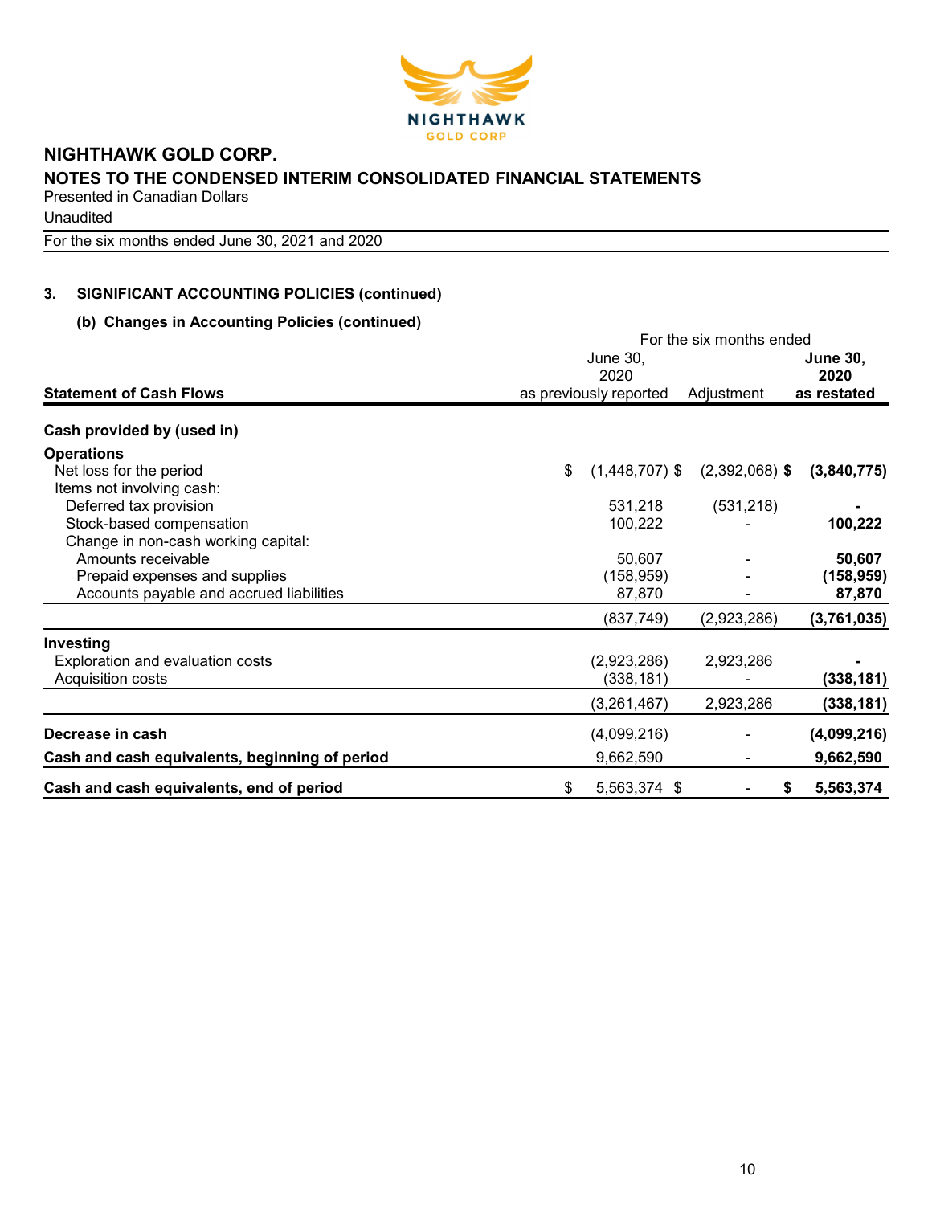# NIGHTHAWK GOLD CORP.

## NOTES TO THE CONDENSED INTERIM CONSOLIDATED FINANCIAL STATEMENTS

Presented in Canadian Dollars

Unaudited

For the six months ended June 30, 2021 and 2020

### 3. SIGNIFICANT ACCOUNTING POLICIES (continued)

#### (b) Changes in Accounting Policies (continued)

| | For the six months ended | | |
|---|---|---|---|
| **Statement of Cash Flows** | June 30, 2020 as previously reported | Adjustment | **June 30, 2020 as restated** |
| **Cash provided by (used in)** | | | |
| **Operations** | | | |
| Net loss for the period | $ (1,448,707) | $ (2,392,068) | **$ (3,840,775)** |
| Items not involving cash: | | | |
| Deferred tax provision | 531,218 | (531,218) | **-** |
| Stock-based compensation | 100,222 | - | **100,222** |
| Change in non-cash working capital: | | | |
| Amounts receivable | 50,607 | - | **50,607** |
| Prepaid expenses and supplies | (158,959) | - | **(158,959)** |
| Accounts payable and accrued liabilities | 87,870 | - | **87,870** |
| | (837,749) | (2,923,286) | **(3,761,035)** |
| **Investing** | | | |
| Exploration and evaluation costs | (2,923,286) | 2,923,286 | **-** |
| Acquisition costs | (338,181) | - | **(338,181)** |
| | (3,261,467) | 2,923,286 | **(338,181)** |
| **Decrease in cash** | (4,099,216) | - | **(4,099,216)** |
| **Cash and cash equivalents, beginning of period** | 9,662,590 | - | **9,662,590** |
| **Cash and cash equivalents, end of period** | $ 5,563,374 | $ - | **$ 5,563,374** |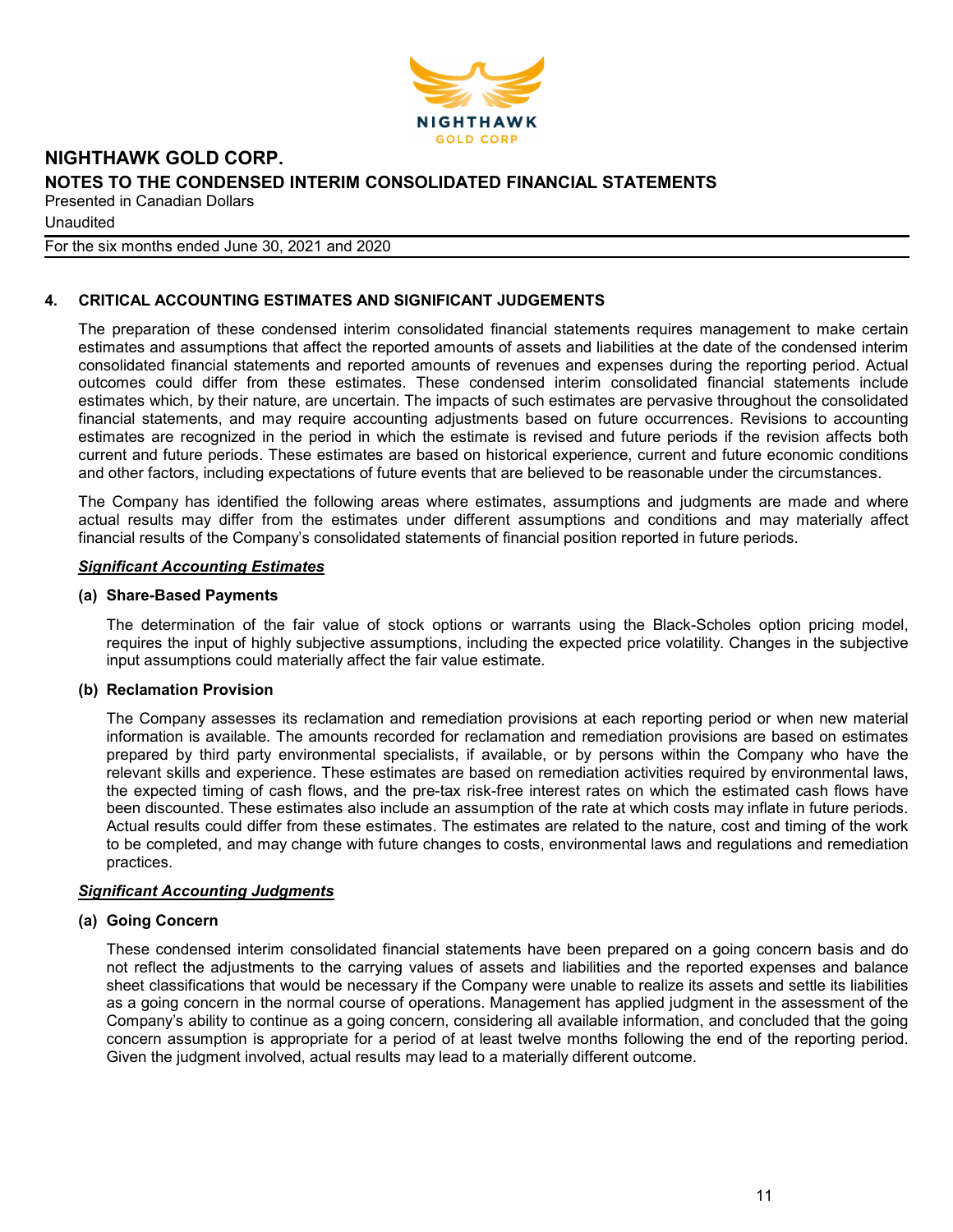# NIGHTHAWK GOLD CORP.

## NOTES TO THE CONDENSED INTERIM CONSOLIDATED FINANCIAL STATEMENTS

Presented in Canadian Dollars

Unaudited

For the six months ended June 30, 2021 and 2020

## 4. CRITICAL ACCOUNTING ESTIMATES AND SIGNIFICANT JUDGEMENTS

The preparation of these condensed interim consolidated financial statements requires management to make certain estimates and assumptions that affect the reported amounts of assets and liabilities at the date of the condensed interim consolidated financial statements and reported amounts of revenues and expenses during the reporting period. Actual outcomes could differ from these estimates. These condensed interim consolidated financial statements include estimates which, by their nature, are uncertain. The impacts of such estimates are pervasive throughout the consolidated financial statements, and may require accounting adjustments based on future occurrences. Revisions to accounting estimates are recognized in the period in which the estimate is revised and future periods if the revision affects both current and future periods. These estimates are based on historical experience, current and future economic conditions and other factors, including expectations of future events that are believed to be reasonable under the circumstances.

The Company has identified the following areas where estimates, assumptions and judgments are made and where actual results may differ from the estimates under different assumptions and conditions and may materially affect financial results of the Company's consolidated statements of financial position reported in future periods.

***Significant Accounting Estimates***

**(a) Share-Based Payments**

The determination of the fair value of stock options or warrants using the Black-Scholes option pricing model, requires the input of highly subjective assumptions, including the expected price volatility. Changes in the subjective input assumptions could materially affect the fair value estimate.

**(b) Reclamation Provision**

The Company assesses its reclamation and remediation provisions at each reporting period or when new material information is available. The amounts recorded for reclamation and remediation provisions are based on estimates prepared by third party environmental specialists, if available, or by persons within the Company who have the relevant skills and experience. These estimates are based on remediation activities required by environmental laws, the expected timing of cash flows, and the pre-tax risk-free interest rates on which the estimated cash flows have been discounted. These estimates also include an assumption of the rate at which costs may inflate in future periods. Actual results could differ from these estimates. The estimates are related to the nature, cost and timing of the work to be completed, and may change with future changes to costs, environmental laws and regulations and remediation practices.

***Significant Accounting Judgments***

**(a) Going Concern**

These condensed interim consolidated financial statements have been prepared on a going concern basis and do not reflect the adjustments to the carrying values of assets and liabilities and the reported expenses and balance sheet classifications that would be necessary if the Company were unable to realize its assets and settle its liabilities as a going concern in the normal course of operations. Management has applied judgment in the assessment of the Company's ability to continue as a going concern, considering all available information, and concluded that the going concern assumption is appropriate for a period of at least twelve months following the end of the reporting period. Given the judgment involved, actual results may lead to a materially different outcome.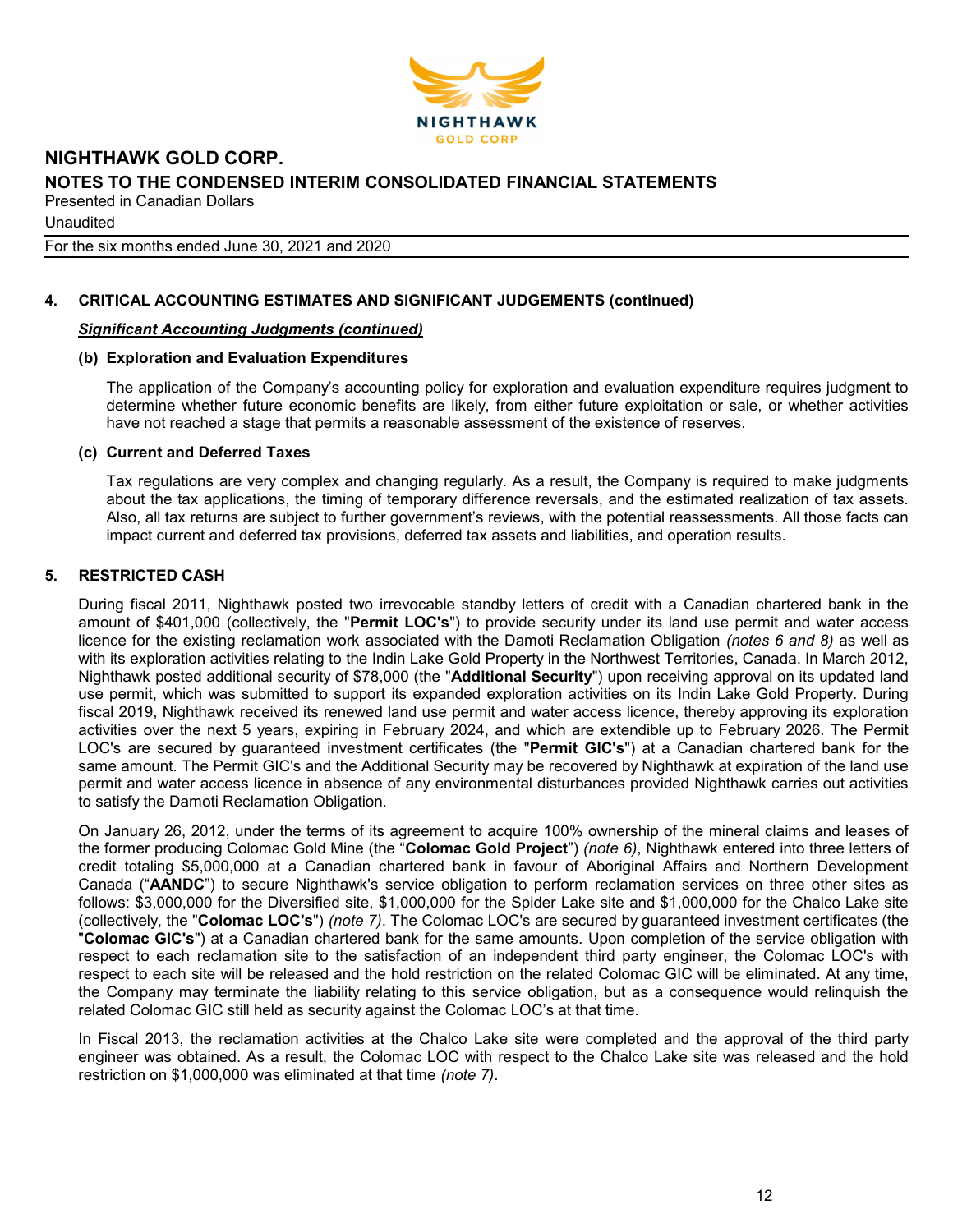## 4. CRITICAL ACCOUNTING ESTIMATES AND SIGNIFICANT JUDGEMENTS (continued)

***Significant Accounting Judgments (continued)***

### (b) Exploration and Evaluation Expenditures

The application of the Company's accounting policy for exploration and evaluation expenditure requires judgment to determine whether future economic benefits are likely, from either future exploitation or sale, or whether activities have not reached a stage that permits a reasonable assessment of the existence of reserves.

### (c) Current and Deferred Taxes

Tax regulations are very complex and changing regularly. As a result, the Company is required to make judgments about the tax applications, the timing of temporary difference reversals, and the estimated realization of tax assets. Also, all tax returns are subject to further government's reviews, with the potential reassessments. All those facts can impact current and deferred tax provisions, deferred tax assets and liabilities, and operation results.

## 5. RESTRICTED CASH

During fiscal 2011, Nighthawk posted two irrevocable standby letters of credit with a Canadian chartered bank in the amount of $401,000 (collectively, the "**Permit LOC's**") to provide security under its land use permit and water access licence for the existing reclamation work associated with the Damoti Reclamation Obligation *(notes 6 and 8)* as well as with its exploration activities relating to the Indin Lake Gold Property in the Northwest Territories, Canada. In March 2012, Nighthawk posted additional security of $78,000 (the "**Additional Security**") upon receiving approval on its updated land use permit, which was submitted to support its expanded exploration activities on its Indin Lake Gold Property. During fiscal 2019, Nighthawk received its renewed land use permit and water access licence, thereby approving its exploration activities over the next 5 years, expiring in February 2024, and which are extendible up to February 2026. The Permit LOC's are secured by guaranteed investment certificates (the "**Permit GIC's**") at a Canadian chartered bank for the same amount. The Permit GIC's and the Additional Security may be recovered by Nighthawk at expiration of the land use permit and water access licence in absence of any environmental disturbances provided Nighthawk carries out activities to satisfy the Damoti Reclamation Obligation.

On January 26, 2012, under the terms of its agreement to acquire 100% ownership of the mineral claims and leases of the former producing Colomac Gold Mine (the "**Colomac Gold Project**") *(note 6)*, Nighthawk entered into three letters of credit totaling $5,000,000 at a Canadian chartered bank in favour of Aboriginal Affairs and Northern Development Canada ("**AANDC**") to secure Nighthawk's service obligation to perform reclamation services on three other sites as follows: $3,000,000 for the Diversified site, $1,000,000 for the Spider Lake site and $1,000,000 for the Chalco Lake site (collectively, the "**Colomac LOC's**") *(note 7)*. The Colomac LOC's are secured by guaranteed investment certificates (the "**Colomac GIC's**") at a Canadian chartered bank for the same amounts. Upon completion of the service obligation with respect to each reclamation site to the satisfaction of an independent third party engineer, the Colomac LOC's with respect to each site will be released and the hold restriction on the related Colomac GIC will be eliminated. At any time, the Company may terminate the liability relating to this service obligation, but as a consequence would relinquish the related Colomac GIC still held as security against the Colomac LOC's at that time.

In Fiscal 2013, the reclamation activities at the Chalco Lake site were completed and the approval of the third party engineer was obtained. As a result, the Colomac LOC with respect to the Chalco Lake site was released and the hold restriction on $1,000,000 was eliminated at that time *(note 7)*.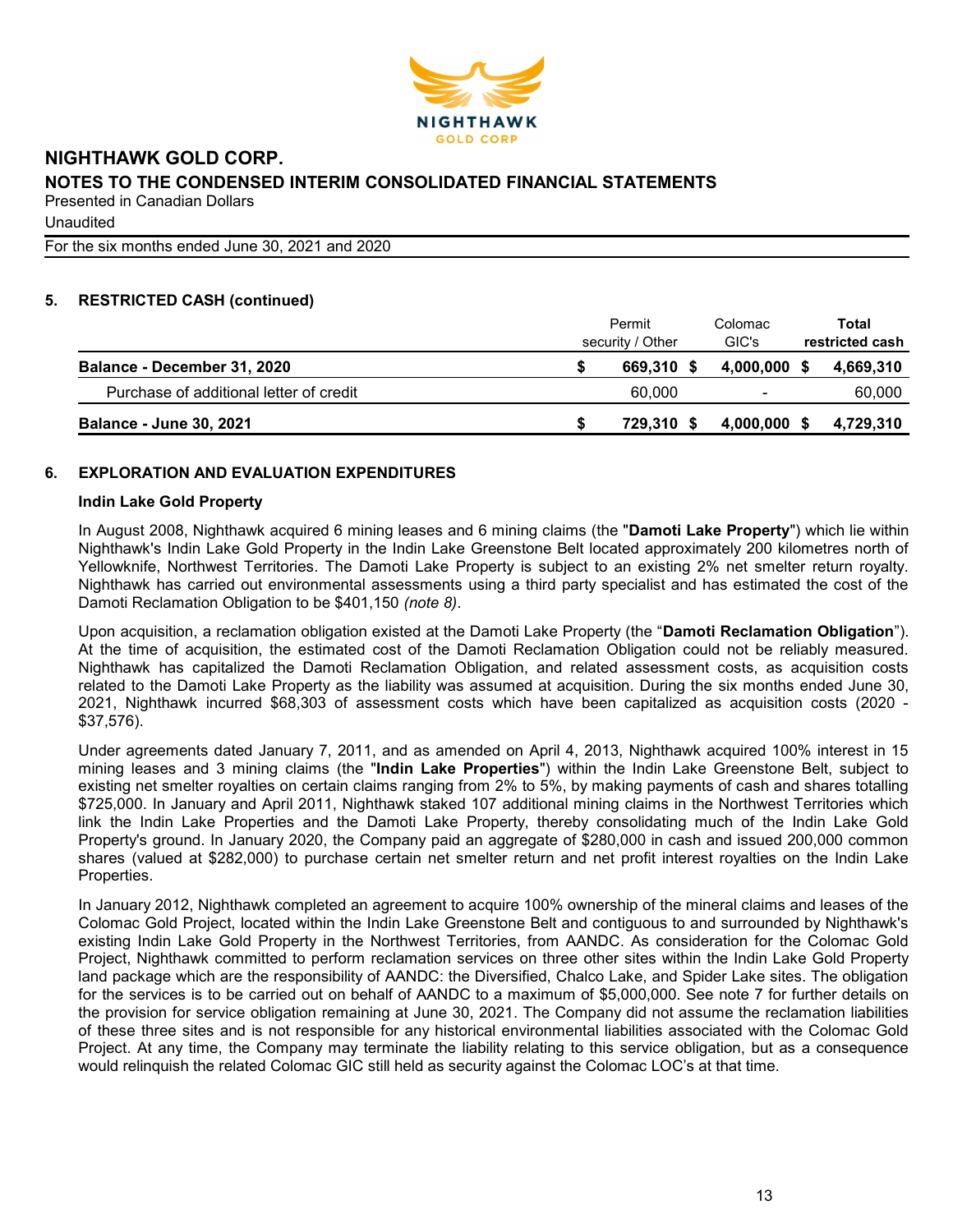## 5. RESTRICTED CASH (continued)

| | Permit security / Other | Colomac GIC's | Total restricted cash |
|---|---|---|---|
| **Balance - December 31, 2020** | **$ 669,310** | **$ 4,000,000** | **$ 4,669,310** |
| Purchase of additional letter of credit | 60,000 | - | 60,000 |
| **Balance - June 30, 2021** | **$ 729,310** | **$ 4,000,000** | **$ 4,729,310** |

## 6. EXPLORATION AND EVALUATION EXPENDITURES

### Indin Lake Gold Property

In August 2008, Nighthawk acquired 6 mining leases and 6 mining claims (the "**Damoti Lake Property**") which lie within Nighthawk's Indin Lake Gold Property in the Indin Lake Greenstone Belt located approximately 200 kilometres north of Yellowknife, Northwest Territories. The Damoti Lake Property is subject to an existing 2% net smelter return royalty. Nighthawk has carried out environmental assessments using a third party specialist and has estimated the cost of the Damoti Reclamation Obligation to be $401,150 *(note 8)*.

Upon acquisition, a reclamation obligation existed at the Damoti Lake Property (the "**Damoti Reclamation Obligation**"). At the time of acquisition, the estimated cost of the Damoti Reclamation Obligation could not be reliably measured. Nighthawk has capitalized the Damoti Reclamation Obligation, and related assessment costs, as acquisition costs related to the Damoti Lake Property as the liability was assumed at acquisition. During the six months ended June 30, 2021, Nighthawk incurred $68,303 of assessment costs which have been capitalized as acquisition costs (2020 - $37,576).

Under agreements dated January 7, 2011, and as amended on April 4, 2013, Nighthawk acquired 100% interest in 15 mining leases and 3 mining claims (the "**Indin Lake Properties**") within the Indin Lake Greenstone Belt, subject to existing net smelter royalties on certain claims ranging from 2% to 5%, by making payments of cash and shares totalling $725,000. In January and April 2011, Nighthawk staked 107 additional mining claims in the Northwest Territories which link the Indin Lake Properties and the Damoti Lake Property, thereby consolidating much of the Indin Lake Gold Property's ground. In January 2020, the Company paid an aggregate of $280,000 in cash and issued 200,000 common shares (valued at $282,000) to purchase certain net smelter return and net profit interest royalties on the Indin Lake Properties.

In January 2012, Nighthawk completed an agreement to acquire 100% ownership of the mineral claims and leases of the Colomac Gold Project, located within the Indin Lake Greenstone Belt and contiguous to and surrounded by Nighthawk's existing Indin Lake Gold Property in the Northwest Territories, from AANDC. As consideration for the Colomac Gold Project, Nighthawk committed to perform reclamation services on three other sites within the Indin Lake Gold Property land package which are the responsibility of AANDC: the Diversified, Chalco Lake, and Spider Lake sites. The obligation for the services is to be carried out on behalf of AANDC to a maximum of $5,000,000. See note 7 for further details on the provision for service obligation remaining at June 30, 2021. The Company did not assume the reclamation liabilities of these three sites and is not responsible for any historical environmental liabilities associated with the Colomac Gold Project. At any time, the Company may terminate the liability relating to this service obligation, but as a consequence would relinquish the related Colomac GIC still held as security against the Colomac LOC's at that time.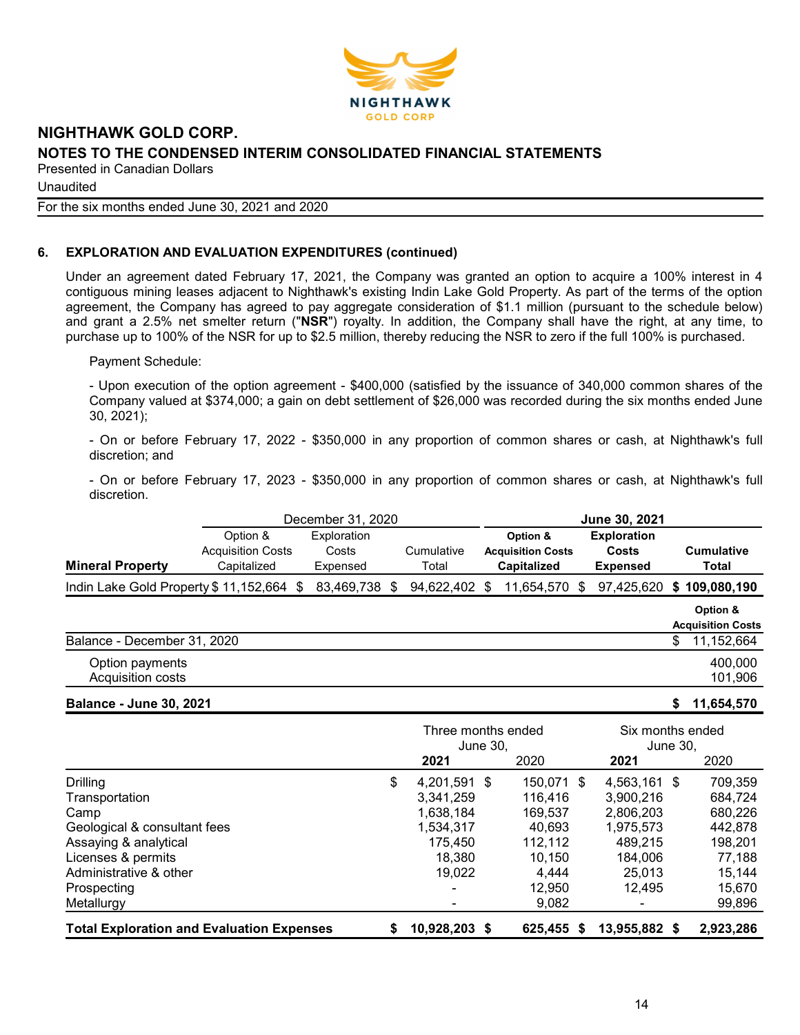# NIGHTHAWK GOLD CORP.

## NOTES TO THE CONDENSED INTERIM CONSOLIDATED FINANCIAL STATEMENTS

Presented in Canadian Dollars

Unaudited

For the six months ended June 30, 2021 and 2020

### 6. EXPLORATION AND EVALUATION EXPENDITURES (continued)

Under an agreement dated February 17, 2021, the Company was granted an option to acquire a 100% interest in 4 contiguous mining leases adjacent to Nighthawk's existing Indin Lake Gold Property. As part of the terms of the option agreement, the Company has agreed to pay aggregate consideration of $1.1 million (pursuant to the schedule below) and grant a 2.5% net smelter return ("**NSR**") royalty. In addition, the Company shall have the right, at any time, to purchase up to 100% of the NSR for up to $2.5 million, thereby reducing the NSR to zero if the full 100% is purchased.

Payment Schedule:

- Upon execution of the option agreement - $400,000 (satisfied by the issuance of 340,000 common shares of the Company valued at $374,000; a gain on debt settlement of $26,000 was recorded during the six months ended June 30, 2021);
- On or before February 17, 2022 - $350,000 in any proportion of common shares or cash, at Nighthawk's full discretion; and
- On or before February 17, 2023 - $350,000 in any proportion of common shares or cash, at Nighthawk's full discretion.

| | December 31, 2020 | | | **June 30, 2021** | | |
|---|---|---|---|---|---|---|
| **Mineral Property** | Option & Acquisition Costs Capitalized | Exploration Costs Expensed | Cumulative Total | **Option & Acquisition Costs Capitalized** | **Exploration Costs Expensed** | **Cumulative Total** |
| Indin Lake Gold Property | $ 11,152,664 | $ 83,469,738 | $ 94,622,402 | $ 11,654,570 | $ 97,425,620 | **$ 109,080,190** |

| | **Option & Acquisition Costs** |
|---|---|
| Balance - December 31, 2020 | $ 11,152,664 |
| Option payments | 400,000 |
| Acquisition costs | 101,906 |
| **Balance - June 30, 2021** | **$ 11,654,570** |

| | Three months ended June 30, | | Six months ended June 30, | |
|---|---|---|---|---|
| | **2021** | 2020 | **2021** | 2020 |
| Drilling | $ 4,201,591 | $ 150,071 | $ 4,563,161 | $ 709,359 |
| Transportation | 3,341,259 | 116,416 | 3,900,216 | 684,724 |
| Camp | 1,638,184 | 169,537 | 2,806,203 | 680,226 |
| Geological & consultant fees | 1,534,317 | 40,693 | 1,975,573 | 442,878 |
| Assaying & analytical | 175,450 | 112,112 | 489,215 | 198,201 |
| Licenses & permits | 18,380 | 10,150 | 184,006 | 77,188 |
| Administrative & other | 19,022 | 4,444 | 25,013 | 15,144 |
| Prospecting | - | 12,950 | 12,495 | 15,670 |
| Metallurgy | - | 9,082 | - | 99,896 |
| **Total Exploration and Evaluation Expenses** | **$ 10,928,203** | **$ 625,455** | **$ 13,955,882** | **$ 2,923,286** |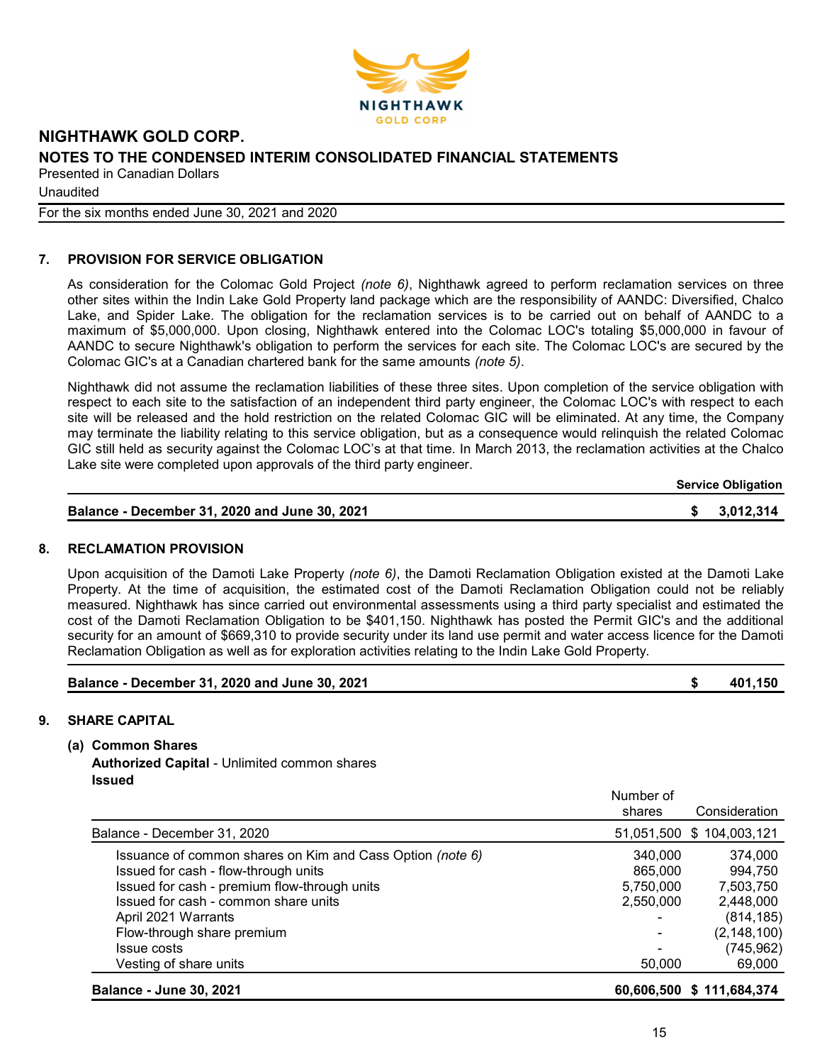# NIGHTHAWK GOLD CORP.

## NOTES TO THE CONDENSED INTERIM CONSOLIDATED FINANCIAL STATEMENTS

Presented in Canadian Dollars

Unaudited

For the six months ended June 30, 2021 and 2020

## 7. PROVISION FOR SERVICE OBLIGATION

As consideration for the Colomac Gold Project *(note 6)*, Nighthawk agreed to perform reclamation services on three other sites within the Indin Lake Gold Property land package which are the responsibility of AANDC: Diversified, Chalco Lake, and Spider Lake. The obligation for the reclamation services is to be carried out on behalf of AANDC to a maximum of $5,000,000. Upon closing, Nighthawk entered into the Colomac LOC's totaling $5,000,000 in favour of AANDC to secure Nighthawk's obligation to perform the services for each site. The Colomac LOC's are secured by the Colomac GIC's at a Canadian chartered bank for the same amounts *(note 5)*.

Nighthawk did not assume the reclamation liabilities of these three sites. Upon completion of the service obligation with respect to each site to the satisfaction of an independent third party engineer, the Colomac LOC's with respect to each site will be released and the hold restriction on the related Colomac GIC will be eliminated. At any time, the Company may terminate the liability relating to this service obligation, but as a consequence would relinquish the related Colomac GIC still held as security against the Colomac LOC's at that time. In March 2013, the reclamation activities at the Chalco Lake site were completed upon approvals of the third party engineer.

| | Service Obligation |
|---|---|
| **Balance - December 31, 2020 and June 30, 2021** | **$ 3,012,314** |

## 8. RECLAMATION PROVISION

Upon acquisition of the Damoti Lake Property *(note 6)*, the Damoti Reclamation Obligation existed at the Damoti Lake Property. At the time of acquisition, the estimated cost of the Damoti Reclamation Obligation could not be reliably measured. Nighthawk has since carried out environmental assessments using a third party specialist and estimated the cost of the Damoti Reclamation Obligation to be $401,150. Nighthawk has posted the Permit GIC's and the additional security for an amount of $669,310 to provide security under its land use permit and water access licence for the Damoti Reclamation Obligation as well as for exploration activities relating to the Indin Lake Gold Property.

| | |
|---|---|
| **Balance - December 31, 2020 and June 30, 2021** | **$ 401,150** |

## 9. SHARE CAPITAL

### (a) Common Shares

**Authorized Capital** - Unlimited common shares

**Issued**

| | Number of shares | Consideration |
|---|---|---|
| Balance - December 31, 2020 | 51,051,500 | $ 104,003,121 |
| Issuance of common shares on Kim and Cass Option *(note 6)* | 340,000 | 374,000 |
| Issued for cash - flow-through units | 865,000 | 994,750 |
| Issued for cash - premium flow-through units | 5,750,000 | 7,503,750 |
| Issued for cash - common share units | 2,550,000 | 2,448,000 |
| April 2021 Warrants | - | (814,185) |
| Flow-through share premium | - | (2,148,100) |
| Issue costs | - | (745,962) |
| Vesting of share units | 50,000 | 69,000 |
| **Balance - June 30, 2021** | **60,606,500** | **$ 111,684,374** |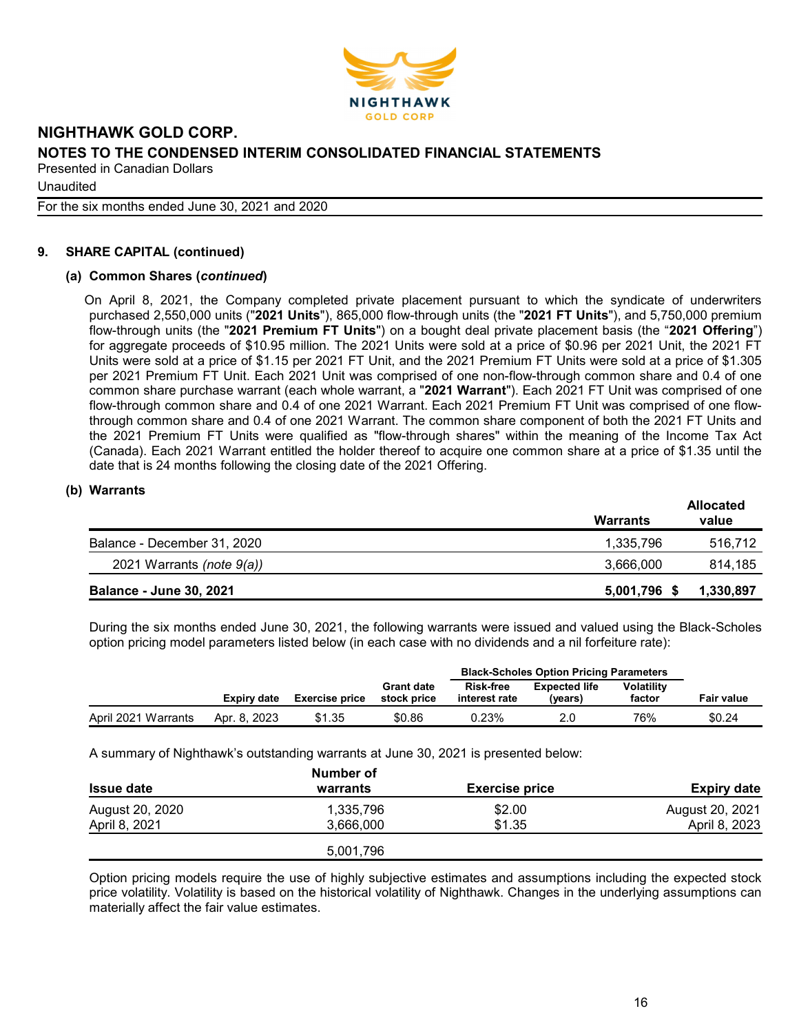### 9. SHARE CAPITAL (continued)

#### (a) Common Shares (*continued*)

On April 8, 2021, the Company completed private placement pursuant to which the syndicate of underwriters purchased 2,550,000 units ("**2021 Units**"), 865,000 flow-through units (the "**2021 FT Units**"), and 5,750,000 premium flow-through units (the "**2021 Premium FT Units**") on a bought deal private placement basis (the "**2021 Offering**") for aggregate proceeds of $10.95 million. The 2021 Units were sold at a price of $0.96 per 2021 Unit, the 2021 FT Units were sold at a price of $1.15 per 2021 FT Unit, and the 2021 Premium FT Units were sold at a price of $1.305 per 2021 Premium FT Unit. Each 2021 Unit was comprised of one non-flow-through common share and 0.4 of one common share purchase warrant (each whole warrant, a "**2021 Warrant**"). Each 2021 FT Unit was comprised of one flow-through common share and 0.4 of one 2021 Warrant. Each 2021 Premium FT Unit was comprised of one flow-through common share and 0.4 of one 2021 Warrant. The common share component of both the 2021 FT Units and the 2021 Premium FT Units were qualified as "flow-through shares" within the meaning of the Income Tax Act (Canada). Each 2021 Warrant entitled the holder thereof to acquire one common share at a price of $1.35 until the date that is 24 months following the closing date of the 2021 Offering.

#### (b) Warrants

| | Warrants | Allocated value |
|---|---|---|
| Balance - December 31, 2020 | 1,335,796 | 516,712 |
| 2021 Warrants *(note 9(a))* | 3,666,000 | 814,185 |
| **Balance - June 30, 2021** | **5,001,796** | **$ 1,330,897** |

During the six months ended June 30, 2021, the following warrants were issued and valued using the Black-Scholes option pricing model parameters listed below (in each case with no dividends and a nil forfeiture rate):

| | | | | Black-Scholes Option Pricing Parameters | | | |
|---|---|---|---|---|---|---|---|
| | Expiry date | Exercise price | Grant date stock price | Risk-free interest rate | Expected life (years) | Volatility factor | Fair value |
| April 2021 Warrants | Apr. 8, 2023 | $1.35 | $0.86 | 0.23% | 2.0 | 76% | $0.24 |

A summary of Nighthawk's outstanding warrants at June 30, 2021 is presented below:

| Issue date | Number of warrants | Exercise price | Expiry date |
|---|---|---|---|
| August 20, 2020 | 1,335,796 | $2.00 | August 20, 2021 |
| April 8, 2021 | 3,666,000 | $1.35 | April 8, 2023 |
| | 5,001,796 | | |

Option pricing models require the use of highly subjective estimates and assumptions including the expected stock price volatility. Volatility is based on the historical volatility of Nighthawk. Changes in the underlying assumptions can materially affect the fair value estimates.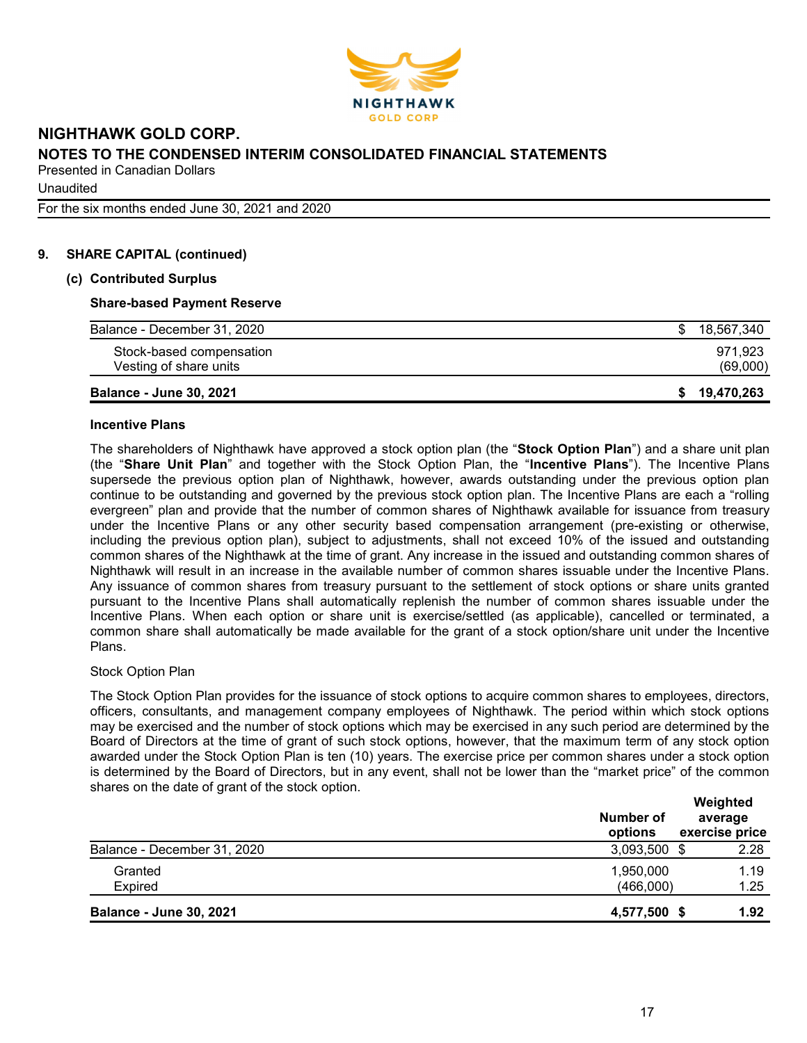## 9. SHARE CAPITAL (continued)

### (c) Contributed Surplus

**Share-based Payment Reserve**

| | |
|---|---|
| Balance - December 31, 2020 | $ 18,567,340 |
| Stock-based compensation | 971,923 |
| Vesting of share units | (69,000) |
| **Balance - June 30, 2021** | **$ 19,470,263** |

**Incentive Plans**

The shareholders of Nighthawk have approved a stock option plan (the "**Stock Option Plan**") and a share unit plan (the "**Share Unit Plan**" and together with the Stock Option Plan, the "**Incentive Plans**"). The Incentive Plans supersede the previous option plan of Nighthawk, however, awards outstanding under the previous option plan continue to be outstanding and governed by the previous stock option plan. The Incentive Plans are each a "rolling evergreen" plan and provide that the number of common shares of Nighthawk available for issuance from treasury under the Incentive Plans or any other security based compensation arrangement (pre-existing or otherwise, including the previous option plan), subject to adjustments, shall not exceed 10% of the issued and outstanding common shares of the Nighthawk at the time of grant. Any increase in the issued and outstanding common shares of Nighthawk will result in an increase in the available number of common shares issuable under the Incentive Plans. Any issuance of common shares from treasury pursuant to the settlement of stock options or share units granted pursuant to the Incentive Plans shall automatically replenish the number of common shares issuable under the Incentive Plans. When each option or share unit is exercise/settled (as applicable), cancelled or terminated, a common share shall automatically be made available for the grant of a stock option/share unit under the Incentive Plans.

Stock Option Plan

The Stock Option Plan provides for the issuance of stock options to acquire common shares to employees, directors, officers, consultants, and management company employees of Nighthawk. The period within which stock options may be exercised and the number of stock options which may be exercised in any such period are determined by the Board of Directors at the time of grant of such stock options, however, that the maximum term of any stock option awarded under the Stock Option Plan is ten (10) years. The exercise price per common shares under a stock option is determined by the Board of Directors, but in any event, shall not be lower than the "market price" of the common shares on the date of grant of the stock option.

| | Number of options | Weighted average exercise price |
|---|---|---|
| Balance - December 31, 2020 | 3,093,500 | $ 2.28 |
| Granted | 1,950,000 | 1.19 |
| Expired | (466,000) | 1.25 |
| **Balance - June 30, 2021** | **4,577,500** | **$ 1.92** |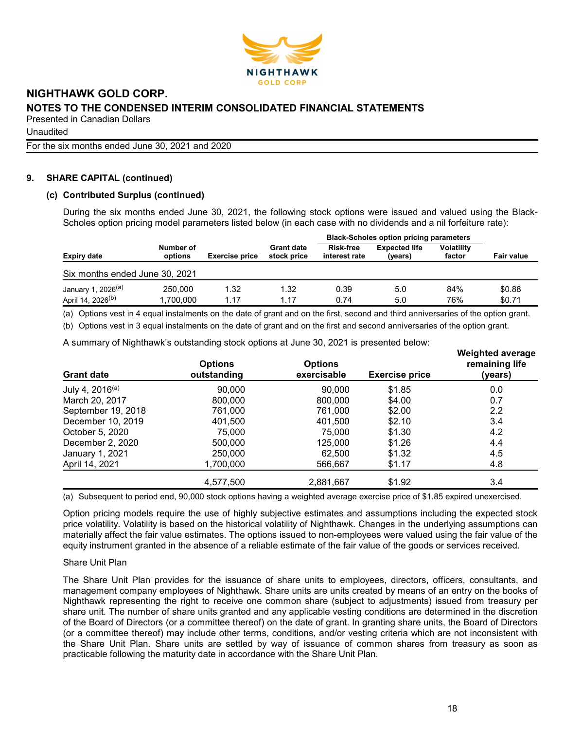## 9. SHARE CAPITAL (continued)

### (c) Contributed Surplus (continued)

During the six months ended June 30, 2021, the following stock options were issued and valued using the Black-Scholes option pricing model parameters listed below (in each case with no dividends and a nil forfeiture rate):

| | | | | Black-Scholes option pricing parameters | | | |
|---|---|---|---|---|---|---|---|
| Expiry date | Number of options | Exercise price | Grant date stock price | Risk-free interest rate | Expected life (years) | Volatility factor | Fair value |
| Six months ended June 30, 2021 | | | | | | | |
| January 1, 2026[(a)] | 250,000 | 1.32 | 1.32 | 0.39 | 5.0 | 84% | $0.88 |
| April 14, 2026[(b)] | 1,700,000 | 1.17 | 1.17 | 0.74 | 5.0 | 76% | $0.71 |

(a) Options vest in 4 equal instalments on the date of grant and on the first, second and third anniversaries of the option grant.

(b) Options vest in 3 equal instalments on the date of grant and on the first and second anniversaries of the option grant.

A summary of Nighthawk's outstanding stock options at June 30, 2021 is presented below:

| Grant date | Options outstanding | Options exercisable | Exercise price | Weighted average remaining life (years) |
|---|---|---|---|---|
| July 4, 2016[(a)] | 90,000 | 90,000 | $1.85 | 0.0 |
| March 20, 2017 | 800,000 | 800,000 | $4.00 | 0.7 |
| September 19, 2018 | 761,000 | 761,000 | $2.00 | 2.2 |
| December 10, 2019 | 401,500 | 401,500 | $2.10 | 3.4 |
| October 5, 2020 | 75,000 | 75,000 | $1.30 | 4.2 |
| December 2, 2020 | 500,000 | 125,000 | $1.26 | 4.4 |
| January 1, 2021 | 250,000 | 62,500 | $1.32 | 4.5 |
| April 14, 2021 | 1,700,000 | 566,667 | $1.17 | 4.8 |
| | 4,577,500 | 2,881,667 | $1.92 | 3.4 |

(a) Subsequent to period end, 90,000 stock options having a weighted average exercise price of $1.85 expired unexercised.

Option pricing models require the use of highly subjective estimates and assumptions including the expected stock price volatility. Volatility is based on the historical volatility of Nighthawk. Changes in the underlying assumptions can materially affect the fair value estimates. The options issued to non-employees were valued using the fair value of the equity instrument granted in the absence of a reliable estimate of the fair value of the goods or services received.

Share Unit Plan

The Share Unit Plan provides for the issuance of share units to employees, directors, officers, consultants, and management company employees of Nighthawk. Share units are units created by means of an entry on the books of Nighthawk representing the right to receive one common share (subject to adjustments) issued from treasury per share unit. The number of share units granted and any applicable vesting conditions are determined in the discretion of the Board of Directors (or a committee thereof) on the date of grant. In granting share units, the Board of Directors (or a committee thereof) may include other terms, conditions, and/or vesting criteria which are not inconsistent with the Share Unit Plan. Share units are settled by way of issuance of common shares from treasury as soon as practicable following the maturity date in accordance with the Share Unit Plan.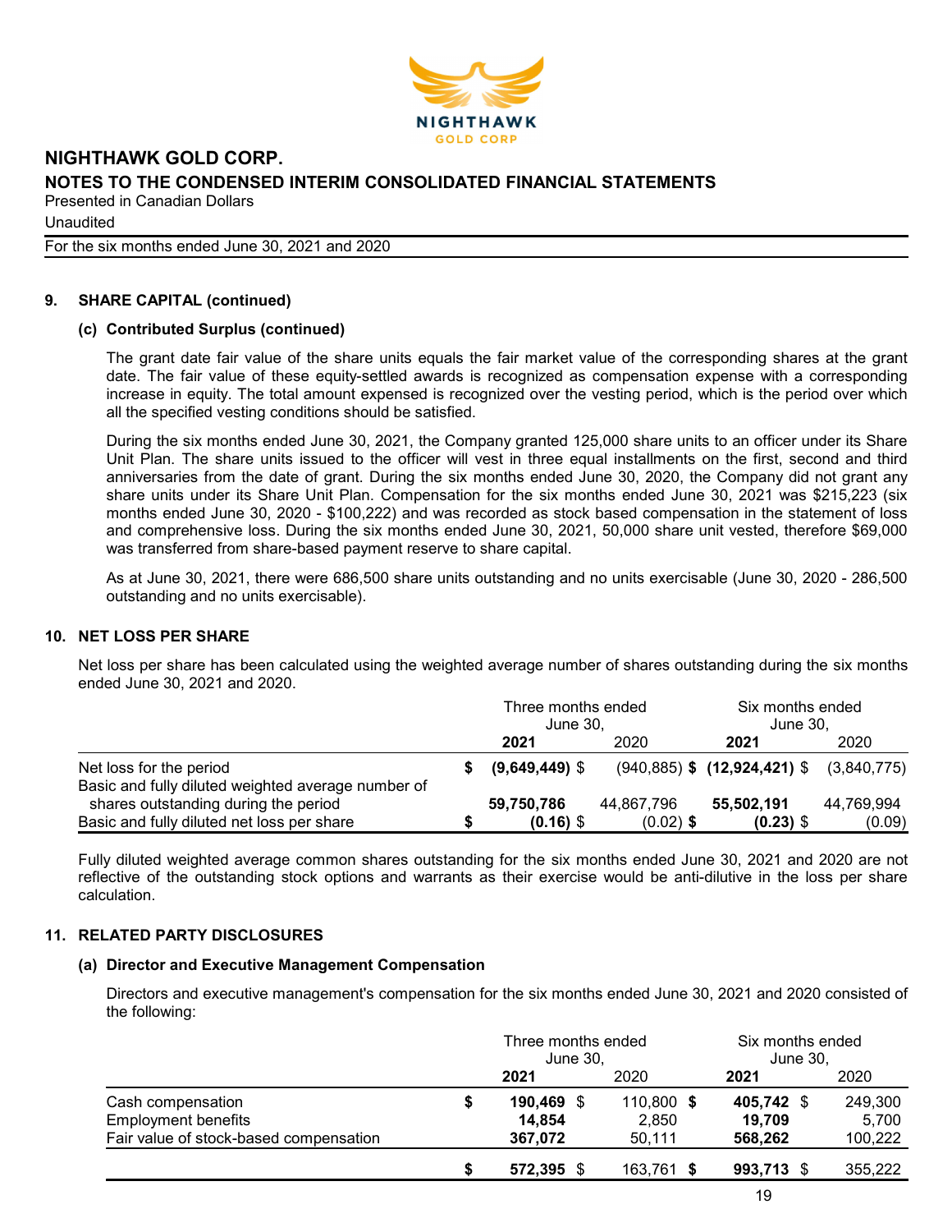### 9. SHARE CAPITAL (continued)

#### (c) Contributed Surplus (continued)

The grant date fair value of the share units equals the fair market value of the corresponding shares at the grant date. The fair value of these equity-settled awards is recognized as compensation expense with a corresponding increase in equity. The total amount expensed is recognized over the vesting period, which is the period over which all the specified vesting conditions should be satisfied.

During the six months ended June 30, 2021, the Company granted 125,000 share units to an officer under its Share Unit Plan. The share units issued to the officer will vest in three equal installments on the first, second and third anniversaries from the date of grant. During the six months ended June 30, 2020, the Company did not grant any share units under its Share Unit Plan. Compensation for the six months ended June 30, 2021 was $215,223 (six months ended June 30, 2020 - $100,222) and was recorded as stock based compensation in the statement of loss and comprehensive loss. During the six months ended June 30, 2021, 50,000 share unit vested, therefore $69,000 was transferred from share-based payment reserve to share capital.

As at June 30, 2021, there were 686,500 share units outstanding and no units exercisable (June 30, 2020 - 286,500 outstanding and no units exercisable).

### 10. NET LOSS PER SHARE

Net loss per share has been calculated using the weighted average number of shares outstanding during the six months ended June 30, 2021 and 2020.

| | Three months ended June 30, | | Six months ended June 30, | |
|---|---|---|---|---|
| | **2021** | 2020 | **2021** | 2020 |
| Net loss for the period | **$ (9,649,449)** | $ (940,885) | **$ (12,924,421)** | $ (3,840,775) |
| Basic and fully diluted weighted average number of shares outstanding during the period | **59,750,786** | 44,867,796 | **55,502,191** | 44,769,994 |
| Basic and fully diluted net loss per share | **$ (0.16)** | $ (0.02) | **$ (0.23)** | $ (0.09) |

Fully diluted weighted average common shares outstanding for the six months ended June 30, 2021 and 2020 are not reflective of the outstanding stock options and warrants as their exercise would be anti-dilutive in the loss per share calculation.

### 11. RELATED PARTY DISCLOSURES

#### (a) Director and Executive Management Compensation

Directors and executive management's compensation for the six months ended June 30, 2021 and 2020 consisted of the following:

| | Three months ended June 30, | | Six months ended June 30, | |
|---|---|---|---|---|
| | **2021** | 2020 | **2021** | 2020 |
| Cash compensation | **$ 190,469** | $ 110,800 | **$ 405,742** | $ 249,300 |
| Employment benefits | **14,854** | 2,850 | **19,709** | 5,700 |
| Fair value of stock-based compensation | **367,072** | 50,111 | **568,262** | 100,222 |
| | **$ 572,395** | $ 163,761 | **$ 993,713** | $ 355,222 |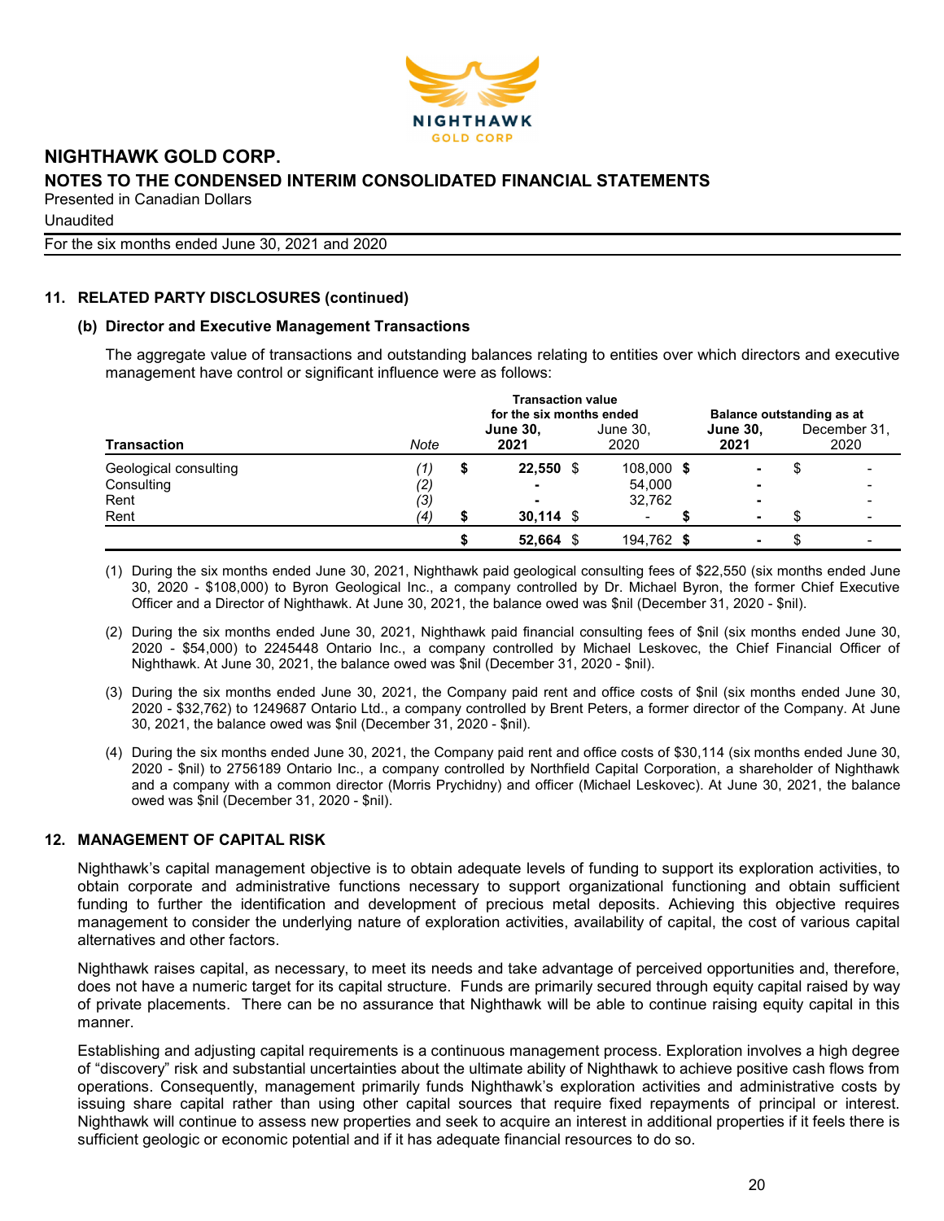# NIGHTHAWK GOLD CORP.
## NOTES TO THE CONDENSED INTERIM CONSOLIDATED FINANCIAL STATEMENTS
Presented in Canadian Dollars
Unaudited
For the six months ended June 30, 2021 and 2020

### 11. RELATED PARTY DISCLOSURES (continued)

#### (b) Director and Executive Management Transactions

The aggregate value of transactions and outstanding balances relating to entities over which directors and executive management have control or significant influence were as follows:

| Transaction | Note | Transaction value for the six months ended June 30, 2021 | Transaction value for the six months ended June 30, 2020 | Balance outstanding as at June 30, 2021 | Balance outstanding as at December 31, 2020 |
|---|---|---|---|---|---|
| Geological consulting | (1) | $ 22,550 | $ 108,000 | $ - | $ - |
| Consulting | (2) | - | 54,000 | - | - |
| Rent | (3) | - | 32,762 | - | - |
| Rent | (4) | $ 30,114 | $ - | $ - | $ - |
| | | $ 52,664 | $ 194,762 | $ - | $ - |

(1) During the six months ended June 30, 2021, Nighthawk paid geological consulting fees of $22,550 (six months ended June 30, 2020 - $108,000) to Byron Geological Inc., a company controlled by Dr. Michael Byron, the former Chief Executive Officer and a Director of Nighthawk. At June 30, 2021, the balance owed was $nil (December 31, 2020 - $nil).

(2) During the six months ended June 30, 2021, Nighthawk paid financial consulting fees of $nil (six months ended June 30, 2020 - $54,000) to 2245448 Ontario Inc., a company controlled by Michael Leskovec, the Chief Financial Officer of Nighthawk. At June 30, 2021, the balance owed was $nil (December 31, 2020 - $nil).

(3) During the six months ended June 30, 2021, the Company paid rent and office costs of $nil (six months ended June 30, 2020 - $32,762) to 1249687 Ontario Ltd., a company controlled by Brent Peters, a former director of the Company. At June 30, 2021, the balance owed was $nil (December 31, 2020 - $nil).

(4) During the six months ended June 30, 2021, the Company paid rent and office costs of $30,114 (six months ended June 30, 2020 - $nil) to 2756189 Ontario Inc., a company controlled by Northfield Capital Corporation, a shareholder of Nighthawk and a company with a common director (Morris Prychidny) and officer (Michael Leskovec). At June 30, 2021, the balance owed was $nil (December 31, 2020 - $nil).

### 12. MANAGEMENT OF CAPITAL RISK

Nighthawk's capital management objective is to obtain adequate levels of funding to support its exploration activities, to obtain corporate and administrative functions necessary to support organizational functioning and obtain sufficient funding to further the identification and development of precious metal deposits. Achieving this objective requires management to consider the underlying nature of exploration activities, availability of capital, the cost of various capital alternatives and other factors.

Nighthawk raises capital, as necessary, to meet its needs and take advantage of perceived opportunities and, therefore, does not have a numeric target for its capital structure. Funds are primarily secured through equity capital raised by way of private placements. There can be no assurance that Nighthawk will be able to continue raising equity capital in this manner.

Establishing and adjusting capital requirements is a continuous management process. Exploration involves a high degree of "discovery" risk and substantial uncertainties about the ultimate ability of Nighthawk to achieve positive cash flows from operations. Consequently, management primarily funds Nighthawk's exploration activities and administrative costs by issuing share capital rather than using other capital sources that require fixed repayments of principal or interest. Nighthawk will continue to assess new properties and seek to acquire an interest in additional properties if it feels there is sufficient geologic or economic potential and if it has adequate financial resources to do so.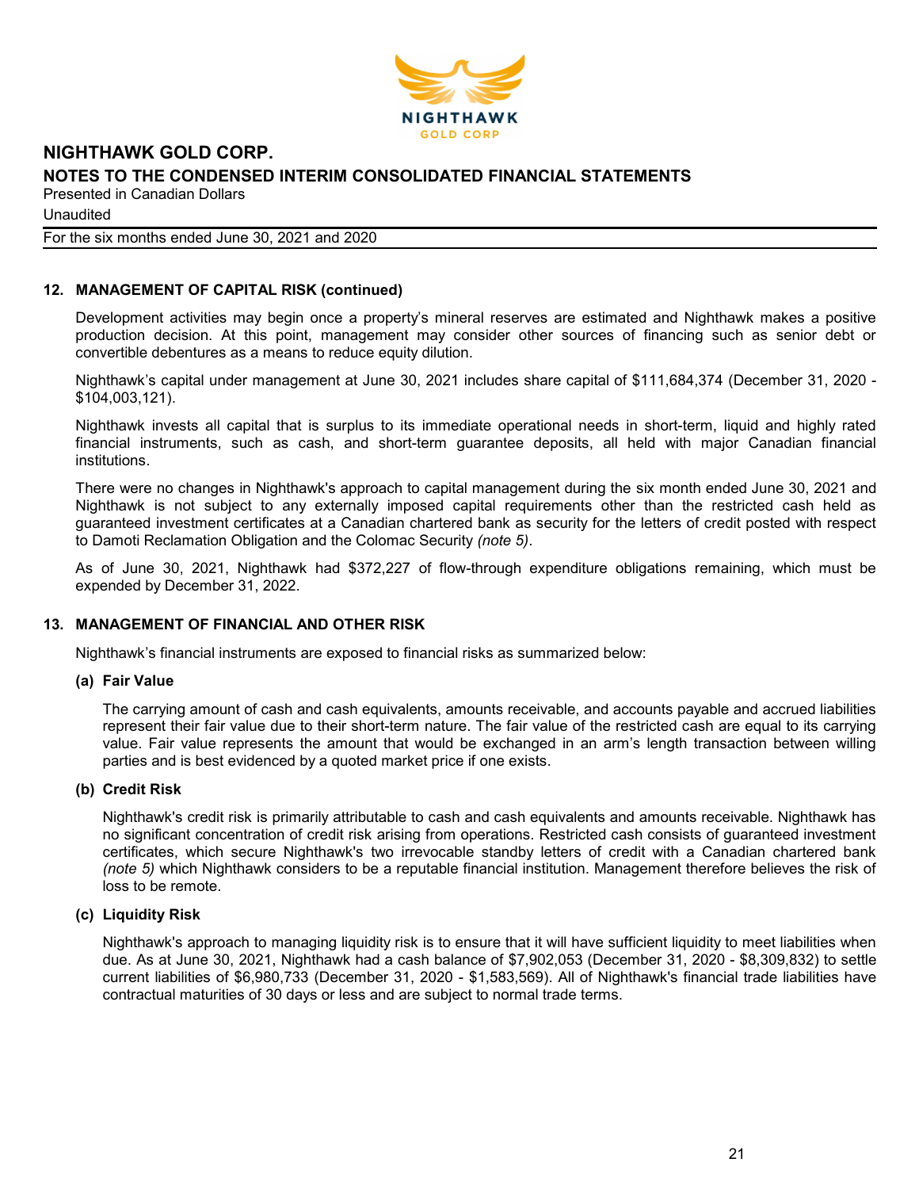## 12. MANAGEMENT OF CAPITAL RISK (continued)

Development activities may begin once a property's mineral reserves are estimated and Nighthawk makes a positive production decision. At this point, management may consider other sources of financing such as senior debt or convertible debentures as a means to reduce equity dilution.

Nighthawk's capital under management at June 30, 2021 includes share capital of $111,684,374 (December 31, 2020 - $104,003,121).

Nighthawk invests all capital that is surplus to its immediate operational needs in short-term, liquid and highly rated financial instruments, such as cash, and short-term guarantee deposits, all held with major Canadian financial institutions.

There were no changes in Nighthawk's approach to capital management during the six month ended June 30, 2021 and Nighthawk is not subject to any externally imposed capital requirements other than the restricted cash held as guaranteed investment certificates at a Canadian chartered bank as security for the letters of credit posted with respect to Damoti Reclamation Obligation and the Colomac Security *(note 5)*.

As of June 30, 2021, Nighthawk had $372,227 of flow-through expenditure obligations remaining, which must be expended by December 31, 2022.

## 13. MANAGEMENT OF FINANCIAL AND OTHER RISK

Nighthawk's financial instruments are exposed to financial risks as summarized below:

### (a) Fair Value

The carrying amount of cash and cash equivalents, amounts receivable, and accounts payable and accrued liabilities represent their fair value due to their short-term nature. The fair value of the restricted cash are equal to its carrying value. Fair value represents the amount that would be exchanged in an arm's length transaction between willing parties and is best evidenced by a quoted market price if one exists.

### (b) Credit Risk

Nighthawk's credit risk is primarily attributable to cash and cash equivalents and amounts receivable. Nighthawk has no significant concentration of credit risk arising from operations. Restricted cash consists of guaranteed investment certificates, which secure Nighthawk's two irrevocable standby letters of credit with a Canadian chartered bank *(note 5)* which Nighthawk considers to be a reputable financial institution. Management therefore believes the risk of loss to be remote.

### (c) Liquidity Risk

Nighthawk's approach to managing liquidity risk is to ensure that it will have sufficient liquidity to meet liabilities when due. As at June 30, 2021, Nighthawk had a cash balance of $7,902,053 (December 31, 2020 - $8,309,832) to settle current liabilities of $6,980,733 (December 31, 2020 - $1,583,569). All of Nighthawk's financial trade liabilities have contractual maturities of 30 days or less and are subject to normal trade terms.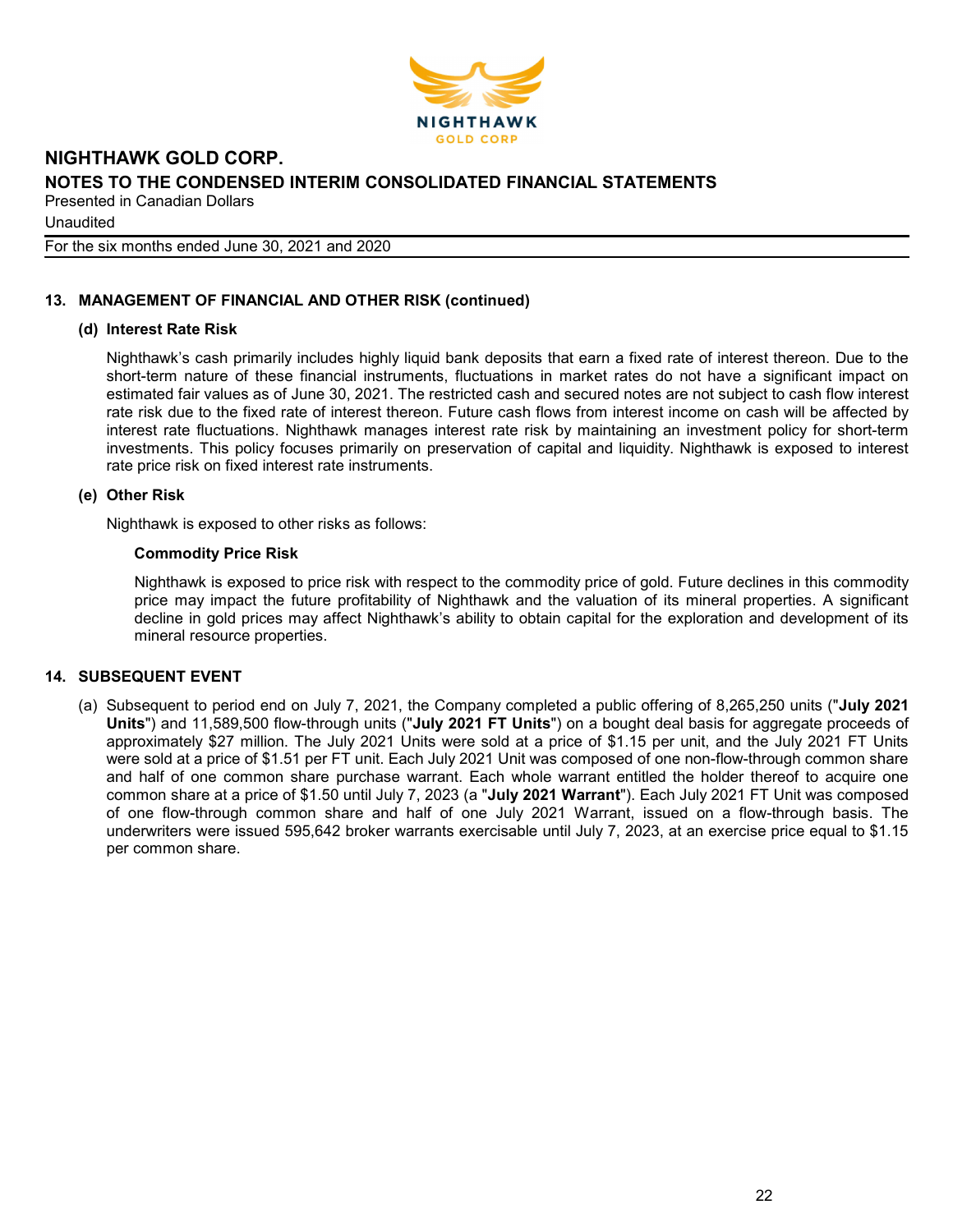## 13. MANAGEMENT OF FINANCIAL AND OTHER RISK (continued)

### (d) Interest Rate Risk

Nighthawk's cash primarily includes highly liquid bank deposits that earn a fixed rate of interest thereon. Due to the short-term nature of these financial instruments, fluctuations in market rates do not have a significant impact on estimated fair values as of June 30, 2021. The restricted cash and secured notes are not subject to cash flow interest rate risk due to the fixed rate of interest thereon. Future cash flows from interest income on cash will be affected by interest rate fluctuations. Nighthawk manages interest rate risk by maintaining an investment policy for short-term investments. This policy focuses primarily on preservation of capital and liquidity. Nighthawk is exposed to interest rate price risk on fixed interest rate instruments.

### (e) Other Risk

Nighthawk is exposed to other risks as follows:

**Commodity Price Risk**

Nighthawk is exposed to price risk with respect to the commodity price of gold. Future declines in this commodity price may impact the future profitability of Nighthawk and the valuation of its mineral properties. A significant decline in gold prices may affect Nighthawk's ability to obtain capital for the exploration and development of its mineral resource properties.

## 14. SUBSEQUENT EVENT

(a) Subsequent to period end on July 7, 2021, the Company completed a public offering of 8,265,250 units ("**July 2021 Units**") and 11,589,500 flow-through units ("**July 2021 FT Units**") on a bought deal basis for aggregate proceeds of approximately $27 million. The July 2021 Units were sold at a price of $1.15 per unit, and the July 2021 FT Units were sold at a price of $1.51 per FT unit. Each July 2021 Unit was composed of one non-flow-through common share and half of one common share purchase warrant. Each whole warrant entitled the holder thereof to acquire one common share at a price of $1.50 until July 7, 2023 (a "**July 2021 Warrant**"). Each July 2021 FT Unit was composed of one flow-through common share and half of one July 2021 Warrant, issued on a flow-through basis. The underwriters were issued 595,642 broker warrants exercisable until July 7, 2023, at an exercise price equal to $1.15 per common share.